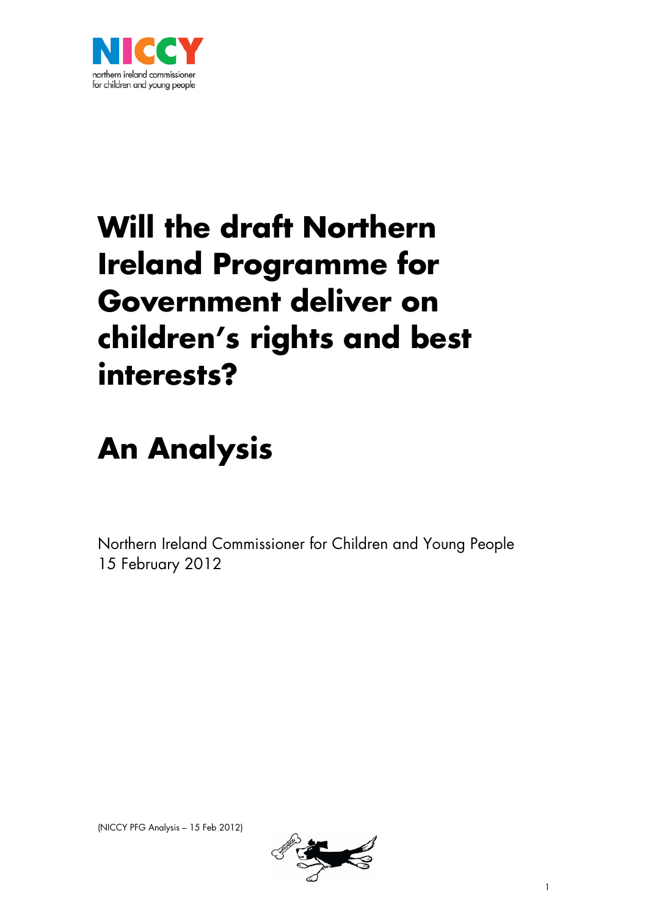# Will the draft Northern Ireland Programme for Government deliver on children's rights and best interests?

# An Analysis

Northern Ireland Commissioner for Children and Young People
15 February 2012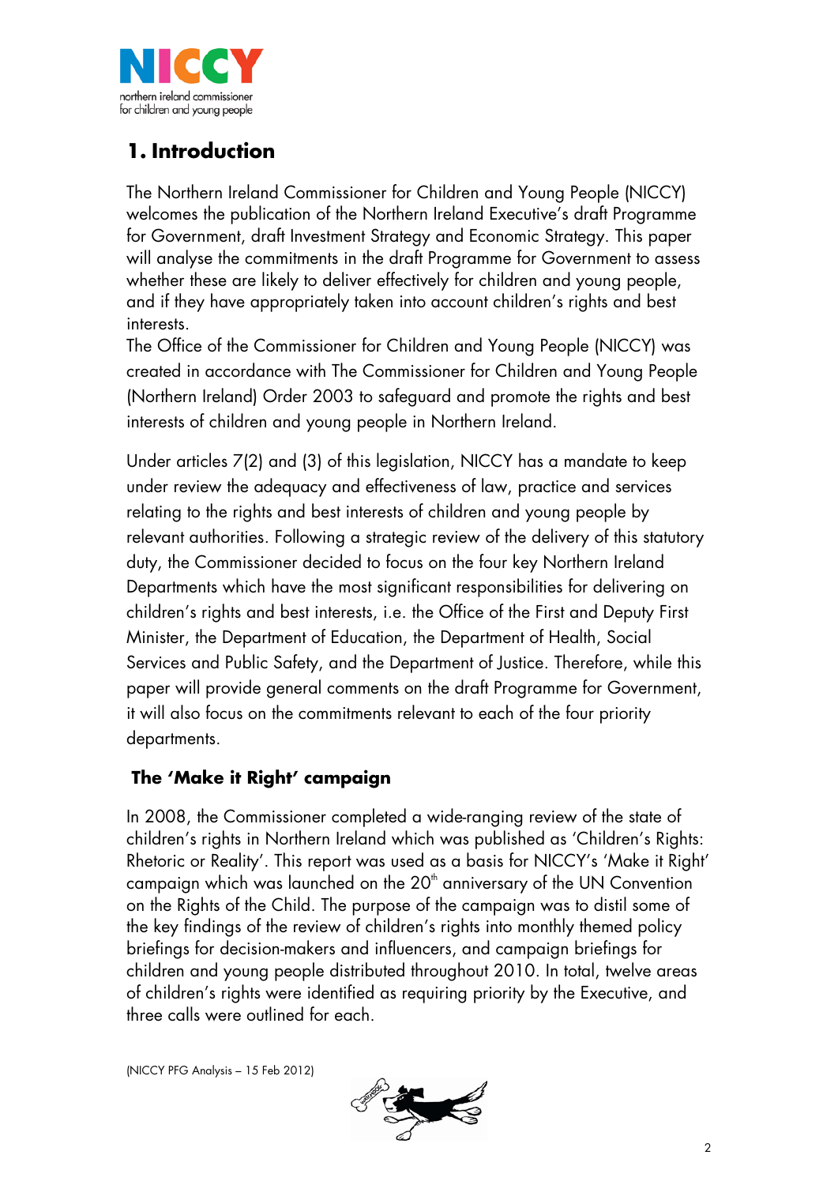# 1. Introduction

The Northern Ireland Commissioner for Children and Young People (NICCY) welcomes the publication of the Northern Ireland Executive's draft Programme for Government, draft Investment Strategy and Economic Strategy. This paper will analyse the commitments in the draft Programme for Government to assess whether these are likely to deliver effectively for children and young people, and if they have appropriately taken into account children's rights and best interests.

The Office of the Commissioner for Children and Young People (NICCY) was created in accordance with The Commissioner for Children and Young People (Northern Ireland) Order 2003 to safeguard and promote the rights and best interests of children and young people in Northern Ireland.

Under articles 7(2) and (3) of this legislation, NICCY has a mandate to keep under review the adequacy and effectiveness of law, practice and services relating to the rights and best interests of children and young people by relevant authorities. Following a strategic review of the delivery of this statutory duty, the Commissioner decided to focus on the four key Northern Ireland Departments which have the most significant responsibilities for delivering on children's rights and best interests, i.e. the Office of the First and Deputy First Minister, the Department of Education, the Department of Health, Social Services and Public Safety, and the Department of Justice. Therefore, while this paper will provide general comments on the draft Programme for Government, it will also focus on the commitments relevant to each of the four priority departments.

## The 'Make it Right' campaign

In 2008, the Commissioner completed a wide-ranging review of the state of children's rights in Northern Ireland which was published as 'Children's Rights: Rhetoric or Reality'. This report was used as a basis for NICCY's 'Make it Right' campaign which was launched on the 20th anniversary of the UN Convention on the Rights of the Child. The purpose of the campaign was to distil some of the key findings of the review of children's rights into monthly themed policy briefings for decision-makers and influencers, and campaign briefings for children and young people distributed throughout 2010. In total, twelve areas of children's rights were identified as requiring priority by the Executive, and three calls were outlined for each.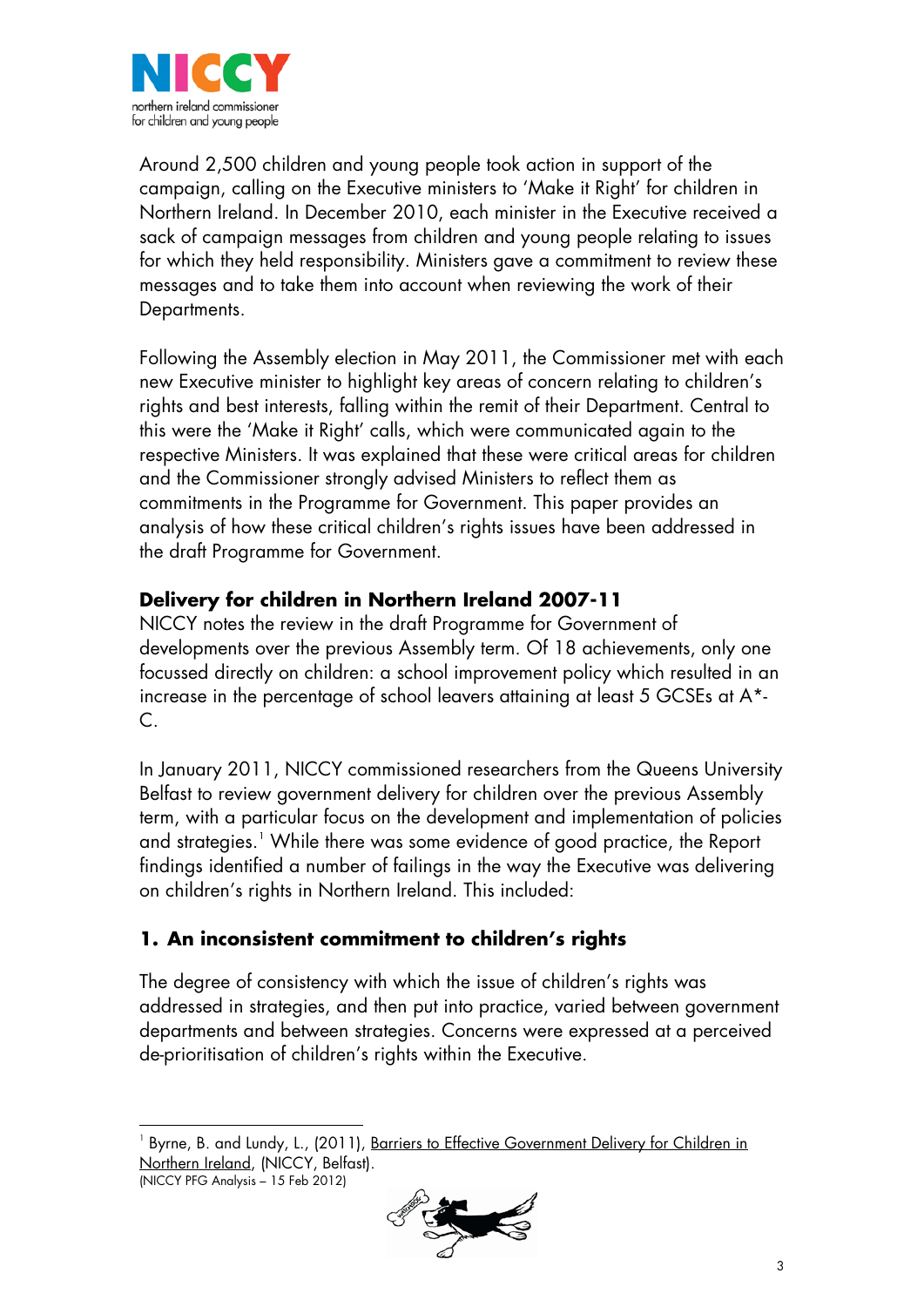Around 2,500 children and young people took action in support of the campaign, calling on the Executive ministers to 'Make it Right' for children in Northern Ireland. In December 2010, each minister in the Executive received a sack of campaign messages from children and young people relating to issues for which they held responsibility. Ministers gave a commitment to review these messages and to take them into account when reviewing the work of their Departments.

Following the Assembly election in May 2011, the Commissioner met with each new Executive minister to highlight key areas of concern relating to children's rights and best interests, falling within the remit of their Department. Central to this were the 'Make it Right' calls, which were communicated again to the respective Ministers. It was explained that these were critical areas for children and the Commissioner strongly advised Ministers to reflect them as commitments in the Programme for Government. This paper provides an analysis of how these critical children's rights issues have been addressed in the draft Programme for Government.

## Delivery for children in Northern Ireland 2007-11

NICCY notes the review in the draft Programme for Government of developments over the previous Assembly term. Of 18 achievements, only one focussed directly on children: a school improvement policy which resulted in an increase in the percentage of school leavers attaining at least 5 GCSEs at A*-C.

In January 2011, NICCY commissioned researchers from the Queens University Belfast to review government delivery for children over the previous Assembly term, with a particular focus on the development and implementation of policies and strategies.[1] While there was some evidence of good practice, the Report findings identified a number of failings in the way the Executive was delivering on children's rights in Northern Ireland. This included:

### 1. An inconsistent commitment to children's rights

The degree of consistency with which the issue of children's rights was addressed in strategies, and then put into practice, varied between government departments and between strategies. Concerns were expressed at a perceived de-prioritisation of children's rights within the Executive.

---

[1] Byrne, B. and Lundy, L., (2011), Barriers to Effective Government Delivery for Children in Northern Ireland, (NICCY, Belfast).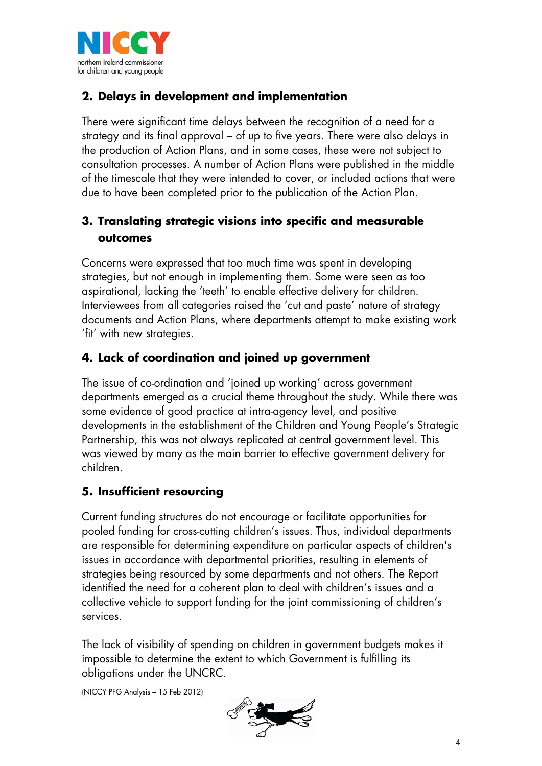## 2. Delays in development and implementation

There were significant time delays between the recognition of a need for a strategy and its final approval – of up to five years. There were also delays in the production of Action Plans, and in some cases, these were not subject to consultation processes. A number of Action Plans were published in the middle of the timescale that they were intended to cover, or included actions that were due to have been completed prior to the publication of the Action Plan.

## 3. Translating strategic visions into specific and measurable outcomes

Concerns were expressed that too much time was spent in developing strategies, but not enough in implementing them. Some were seen as too aspirational, lacking the 'teeth' to enable effective delivery for children. Interviewees from all categories raised the 'cut and paste' nature of strategy documents and Action Plans, where departments attempt to make existing work 'fit' with new strategies.

## 4. Lack of coordination and joined up government

The issue of co-ordination and 'joined up working' across government departments emerged as a crucial theme throughout the study. While there was some evidence of good practice at intra-agency level, and positive developments in the establishment of the Children and Young People's Strategic Partnership, this was not always replicated at central government level. This was viewed by many as the main barrier to effective government delivery for children.

## 5. Insufficient resourcing

Current funding structures do not encourage or facilitate opportunities for pooled funding for cross-cutting children's issues. Thus, individual departments are responsible for determining expenditure on particular aspects of children's issues in accordance with departmental priorities, resulting in elements of strategies being resourced by some departments and not others. The Report identified the need for a coherent plan to deal with children's issues and a collective vehicle to support funding for the joint commissioning of children's services.

The lack of visibility of spending on children in government budgets makes it impossible to determine the extent to which Government is fulfilling its obligations under the UNCRC.

(NICCY PFG Analysis – 15 Feb 2012)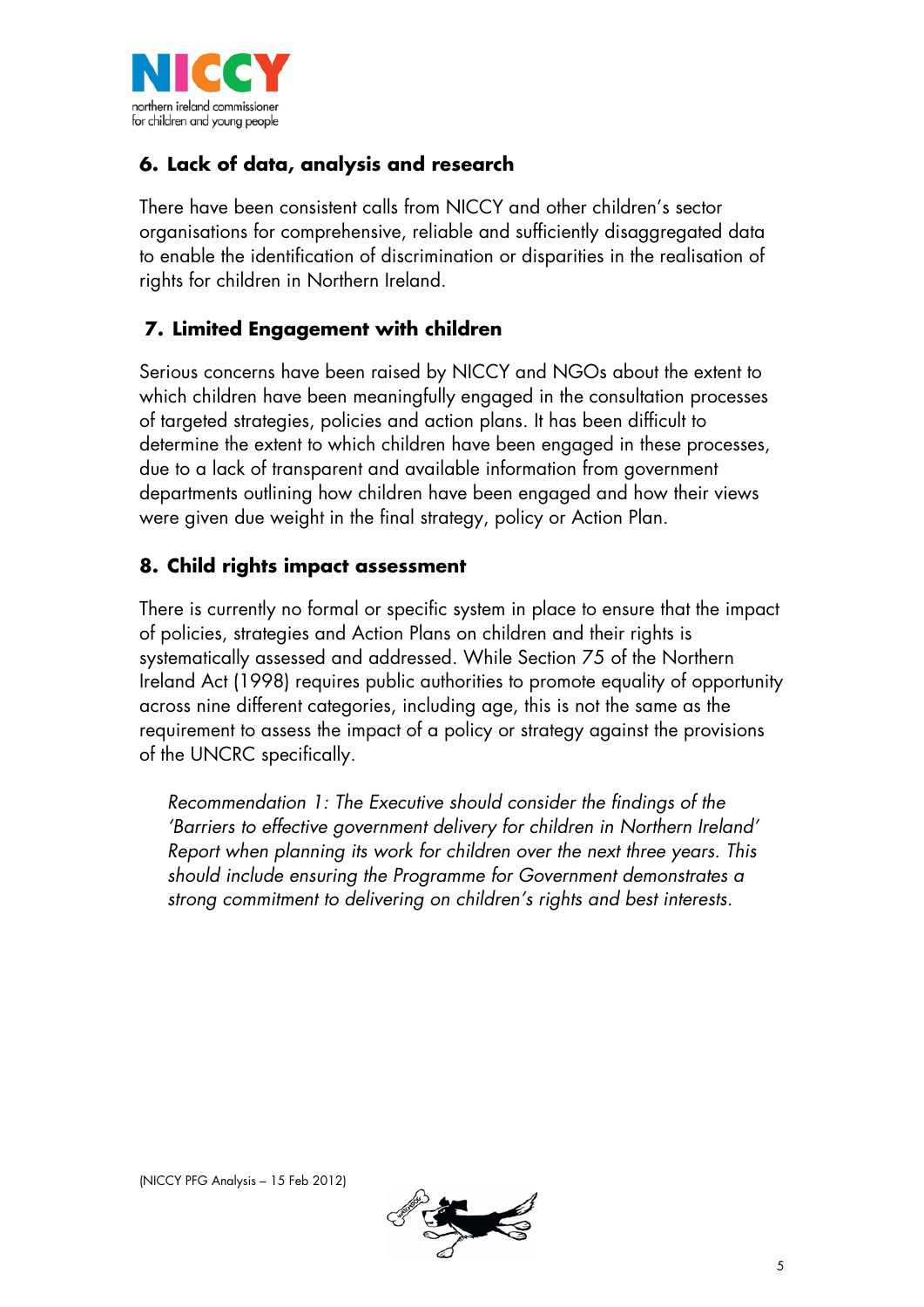## 6. Lack of data, analysis and research

There have been consistent calls from NICCY and other children's sector organisations for comprehensive, reliable and sufficiently disaggregated data to enable the identification of discrimination or disparities in the realisation of rights for children in Northern Ireland.

## 7. Limited Engagement with children

Serious concerns have been raised by NICCY and NGOs about the extent to which children have been meaningfully engaged in the consultation processes of targeted strategies, policies and action plans. It has been difficult to determine the extent to which children have been engaged in these processes, due to a lack of transparent and available information from government departments outlining how children have been engaged and how their views were given due weight in the final strategy, policy or Action Plan.

## 8. Child rights impact assessment

There is currently no formal or specific system in place to ensure that the impact of policies, strategies and Action Plans on children and their rights is systematically assessed and addressed. While Section 75 of the Northern Ireland Act (1998) requires public authorities to promote equality of opportunity across nine different categories, including age, this is not the same as the requirement to assess the impact of a policy or strategy against the provisions of the UNCRC specifically.

*Recommendation 1: The Executive should consider the findings of the 'Barriers to effective government delivery for children in Northern Ireland' Report when planning its work for children over the next three years. This should include ensuring the Programme for Government demonstrates a strong commitment to delivering on children's rights and best interests.*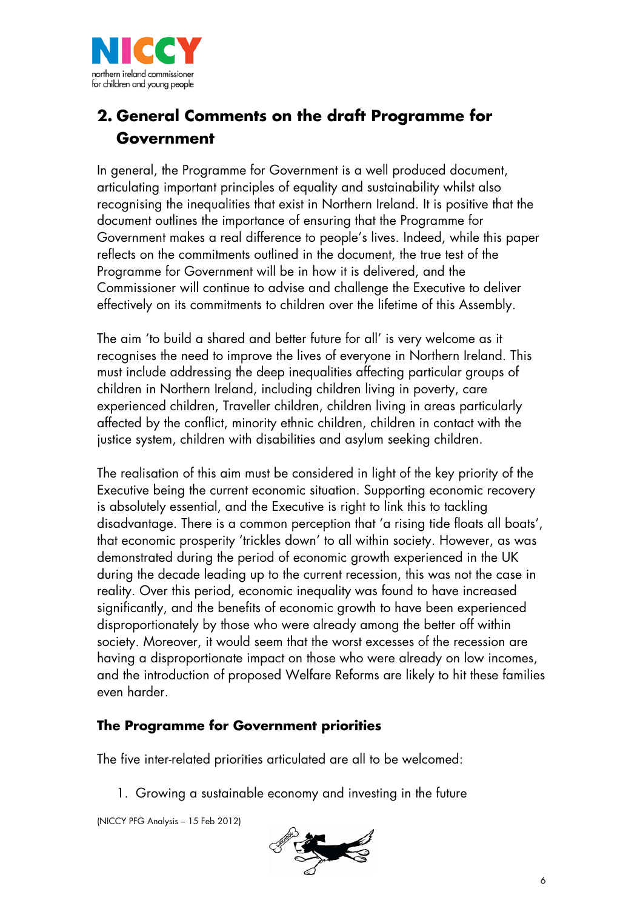## 2. General Comments on the draft Programme for Government

In general, the Programme for Government is a well produced document, articulating important principles of equality and sustainability whilst also recognising the inequalities that exist in Northern Ireland. It is positive that the document outlines the importance of ensuring that the Programme for Government makes a real difference to people's lives. Indeed, while this paper reflects on the commitments outlined in the document, the true test of the Programme for Government will be in how it is delivered, and the Commissioner will continue to advise and challenge the Executive to deliver effectively on its commitments to children over the lifetime of this Assembly.

The aim 'to build a shared and better future for all' is very welcome as it recognises the need to improve the lives of everyone in Northern Ireland. This must include addressing the deep inequalities affecting particular groups of children in Northern Ireland, including children living in poverty, care experienced children, Traveller children, children living in areas particularly affected by the conflict, minority ethnic children, children in contact with the justice system, children with disabilities and asylum seeking children.

The realisation of this aim must be considered in light of the key priority of the Executive being the current economic situation. Supporting economic recovery is absolutely essential, and the Executive is right to link this to tackling disadvantage. There is a common perception that 'a rising tide floats all boats', that economic prosperity 'trickles down' to all within society. However, as was demonstrated during the period of economic growth experienced in the UK during the decade leading up to the current recession, this was not the case in reality. Over this period, economic inequality was found to have increased significantly, and the benefits of economic growth to have been experienced disproportionately by those who were already among the better off within society. Moreover, it would seem that the worst excesses of the recession are having a disproportionate impact on those who were already on low incomes, and the introduction of proposed Welfare Reforms are likely to hit these families even harder.

### The Programme for Government priorities

The five inter-related priorities articulated are all to be welcomed:

1. Growing a sustainable economy and investing in the future

(NICCY PFG Analysis – 15 Feb 2012)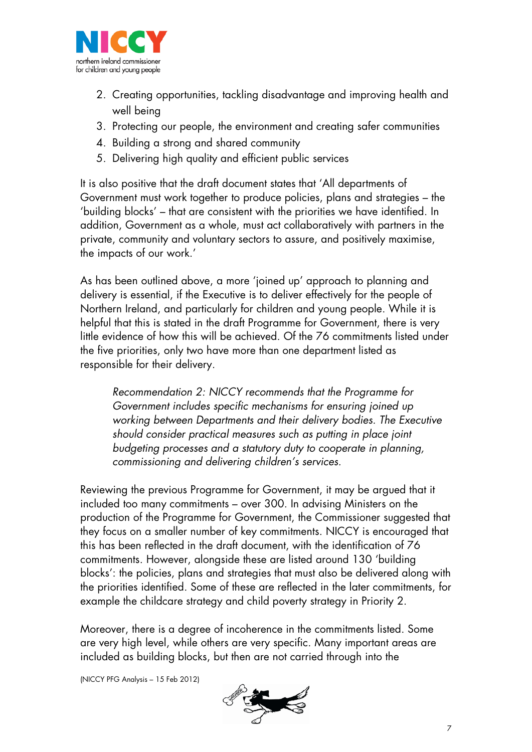2. Creating opportunities, tackling disadvantage and improving health and well being
3. Protecting our people, the environment and creating safer communities
4. Building a strong and shared community
5. Delivering high quality and efficient public services

It is also positive that the draft document states that 'All departments of Government must work together to produce policies, plans and strategies – the 'building blocks' – that are consistent with the priorities we have identified. In addition, Government as a whole, must act collaboratively with partners in the private, community and voluntary sectors to assure, and positively maximise, the impacts of our work.'

As has been outlined above, a more 'joined up' approach to planning and delivery is essential, if the Executive is to deliver effectively for the people of Northern Ireland, and particularly for children and young people. While it is helpful that this is stated in the draft Programme for Government, there is very little evidence of how this will be achieved. Of the 76 commitments listed under the five priorities, only two have more than one department listed as responsible for their delivery.

> *Recommendation 2: NICCY recommends that the Programme for Government includes specific mechanisms for ensuring joined up working between Departments and their delivery bodies. The Executive should consider practical measures such as putting in place joint budgeting processes and a statutory duty to cooperate in planning, commissioning and delivering children's services.*

Reviewing the previous Programme for Government, it may be argued that it included too many commitments – over 300. In advising Ministers on the production of the Programme for Government, the Commissioner suggested that they focus on a smaller number of key commitments. NICCY is encouraged that this has been reflected in the draft document, with the identification of 76 commitments. However, alongside these are listed around 130 'building blocks': the policies, plans and strategies that must also be delivered along with the priorities identified. Some of these are reflected in the later commitments, for example the childcare strategy and child poverty strategy in Priority 2.

Moreover, there is a degree of incoherence in the commitments listed. Some are very high level, while others are very specific. Many important areas are included as building blocks, but then are not carried through into the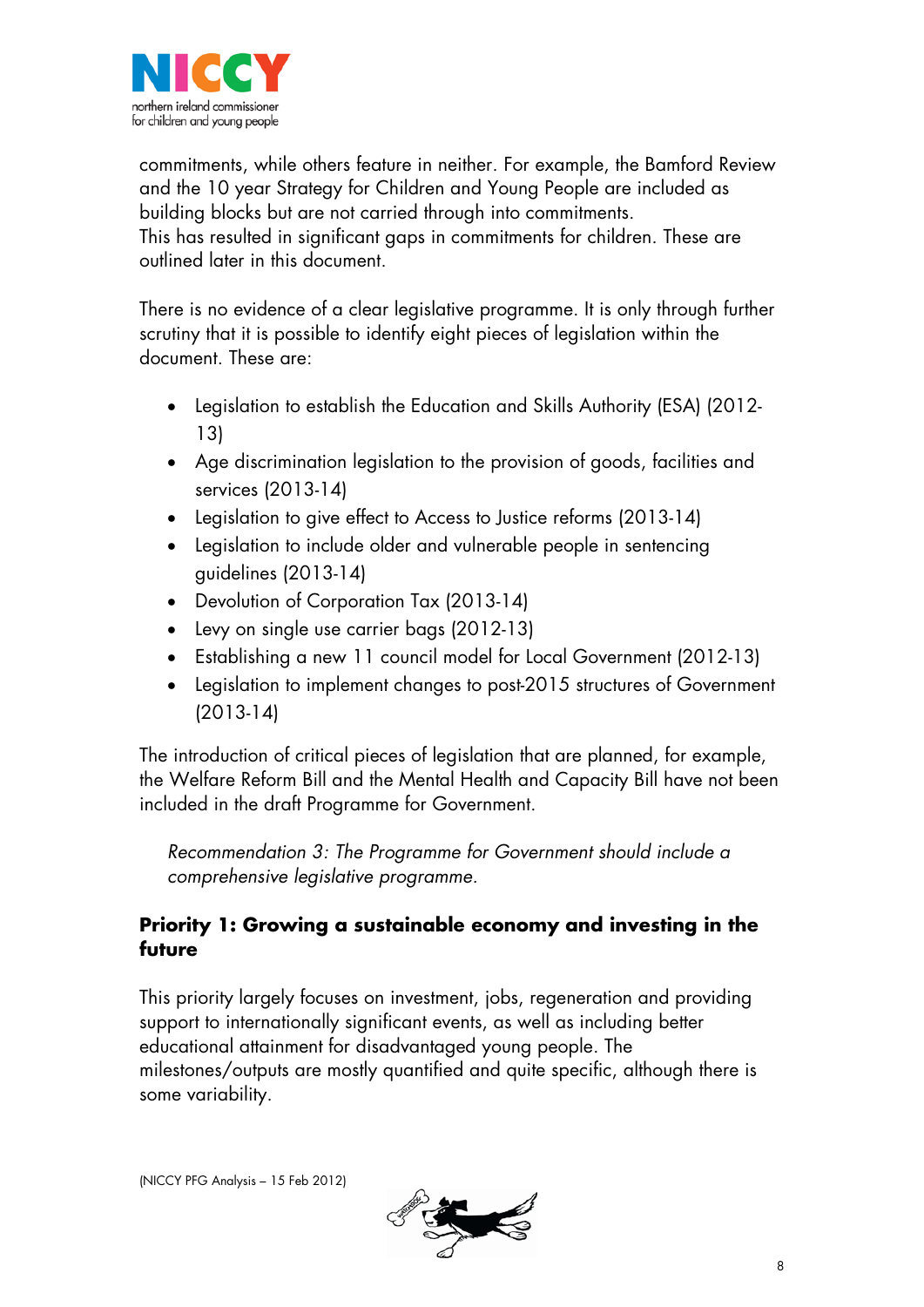commitments, while others feature in neither. For example, the Bamford Review and the 10 year Strategy for Children and Young People are included as building blocks but are not carried through into commitments.
This has resulted in significant gaps in commitments for children. These are outlined later in this document.

There is no evidence of a clear legislative programme. It is only through further scrutiny that it is possible to identify eight pieces of legislation within the document. These are:

- Legislation to establish the Education and Skills Authority (ESA) (2012-13)
- Age discrimination legislation to the provision of goods, facilities and services (2013-14)
- Legislation to give effect to Access to Justice reforms (2013-14)
- Legislation to include older and vulnerable people in sentencing guidelines (2013-14)
- Devolution of Corporation Tax (2013-14)
- Levy on single use carrier bags (2012-13)
- Establishing a new 11 council model for Local Government (2012-13)
- Legislation to implement changes to post-2015 structures of Government (2013-14)

The introduction of critical pieces of legislation that are planned, for example, the Welfare Reform Bill and the Mental Health and Capacity Bill have not been included in the draft Programme for Government.

*Recommendation 3: The Programme for Government should include a comprehensive legislative programme.*

## Priority 1: Growing a sustainable economy and investing in the future

This priority largely focuses on investment, jobs, regeneration and providing support to internationally significant events, as well as including better educational attainment for disadvantaged young people. The milestones/outputs are mostly quantified and quite specific, although there is some variability.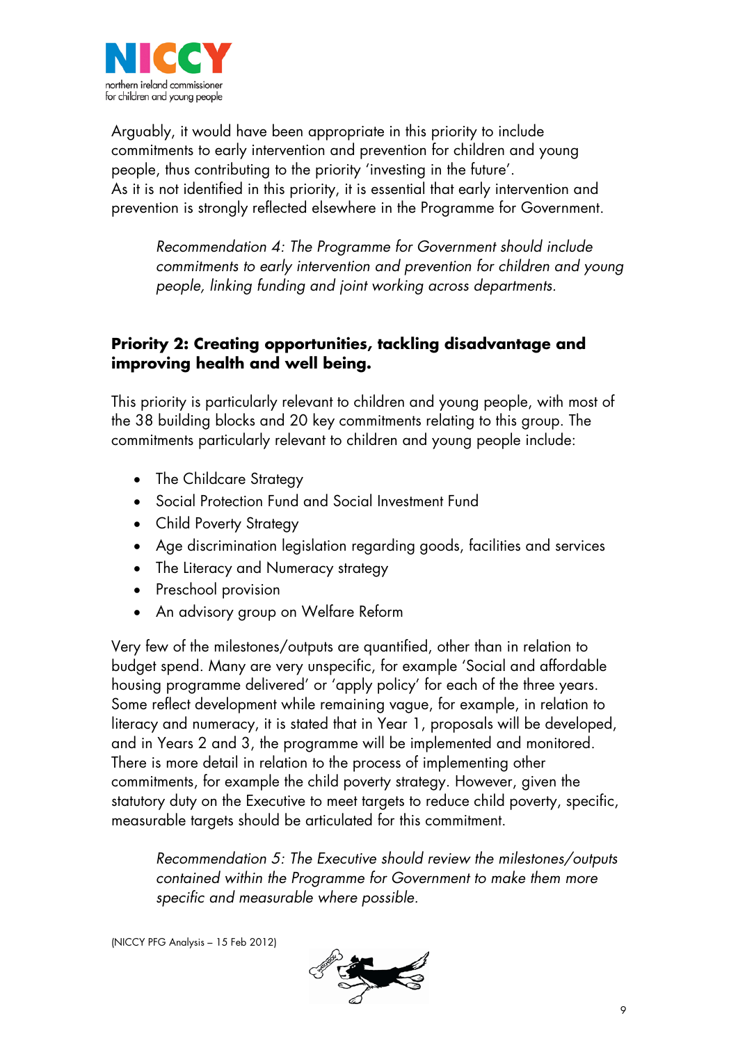Arguably, it would have been appropriate in this priority to include commitments to early intervention and prevention for children and young people, thus contributing to the priority 'investing in the future'. As it is not identified in this priority, it is essential that early intervention and prevention is strongly reflected elsewhere in the Programme for Government.

> *Recommendation 4: The Programme for Government should include commitments to early intervention and prevention for children and young people, linking funding and joint working across departments.*

**Priority 2: Creating opportunities, tackling disadvantage and improving health and well being.**

This priority is particularly relevant to children and young people, with most of the 38 building blocks and 20 key commitments relating to this group. The commitments particularly relevant to children and young people include:

- The Childcare Strategy
- Social Protection Fund and Social Investment Fund
- Child Poverty Strategy
- Age discrimination legislation regarding goods, facilities and services
- The Literacy and Numeracy strategy
- Preschool provision
- An advisory group on Welfare Reform

Very few of the milestones/outputs are quantified, other than in relation to budget spend. Many are very unspecific, for example 'Social and affordable housing programme delivered' or 'apply policy' for each of the three years. Some reflect development while remaining vague, for example, in relation to literacy and numeracy, it is stated that in Year 1, proposals will be developed, and in Years 2 and 3, the programme will be implemented and monitored. There is more detail in relation to the process of implementing other commitments, for example the child poverty strategy. However, given the statutory duty on the Executive to meet targets to reduce child poverty, specific, measurable targets should be articulated for this commitment.

> *Recommendation 5: The Executive should review the milestones/outputs contained within the Programme for Government to make them more specific and measurable where possible.*

(NICCY PFG Analysis – 15 Feb 2012)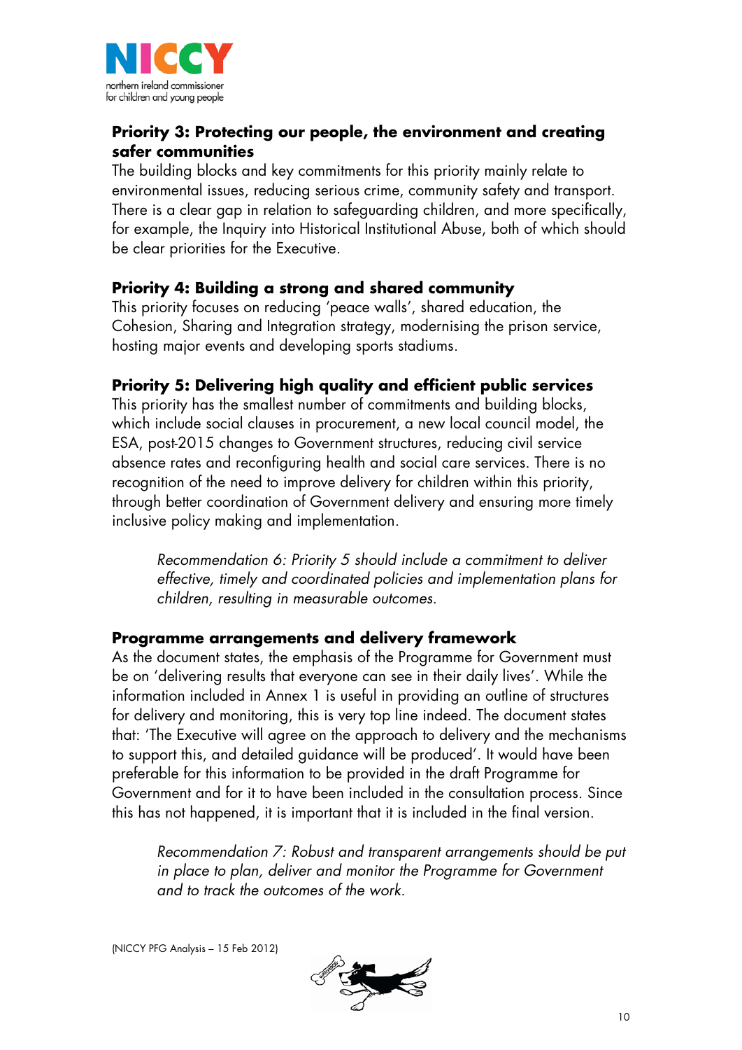**Priority 3: Protecting our people, the environment and creating safer communities**

The building blocks and key commitments for this priority mainly relate to environmental issues, reducing serious crime, community safety and transport. There is a clear gap in relation to safeguarding children, and more specifically, for example, the Inquiry into Historical Institutional Abuse, both of which should be clear priorities for the Executive.

**Priority 4: Building a strong and shared community**

This priority focuses on reducing 'peace walls', shared education, the Cohesion, Sharing and Integration strategy, modernising the prison service, hosting major events and developing sports stadiums.

**Priority 5: Delivering high quality and efficient public services**

This priority has the smallest number of commitments and building blocks, which include social clauses in procurement, a new local council model, the ESA, post-2015 changes to Government structures, reducing civil service absence rates and reconfiguring health and social care services. There is no recognition of the need to improve delivery for children within this priority, through better coordination of Government delivery and ensuring more timely inclusive policy making and implementation.

> *Recommendation 6: Priority 5 should include a commitment to deliver effective, timely and coordinated policies and implementation plans for children, resulting in measurable outcomes.*

**Programme arrangements and delivery framework**

As the document states, the emphasis of the Programme for Government must be on 'delivering results that everyone can see in their daily lives'. While the information included in Annex 1 is useful in providing an outline of structures for delivery and monitoring, this is very top line indeed. The document states that: 'The Executive will agree on the approach to delivery and the mechanisms to support this, and detailed guidance will be produced'. It would have been preferable for this information to be provided in the draft Programme for Government and for it to have been included in the consultation process. Since this has not happened, it is important that it is included in the final version.

> *Recommendation 7: Robust and transparent arrangements should be put in place to plan, deliver and monitor the Programme for Government and to track the outcomes of the work.*

(NICCY PFG Analysis – 15 Feb 2012)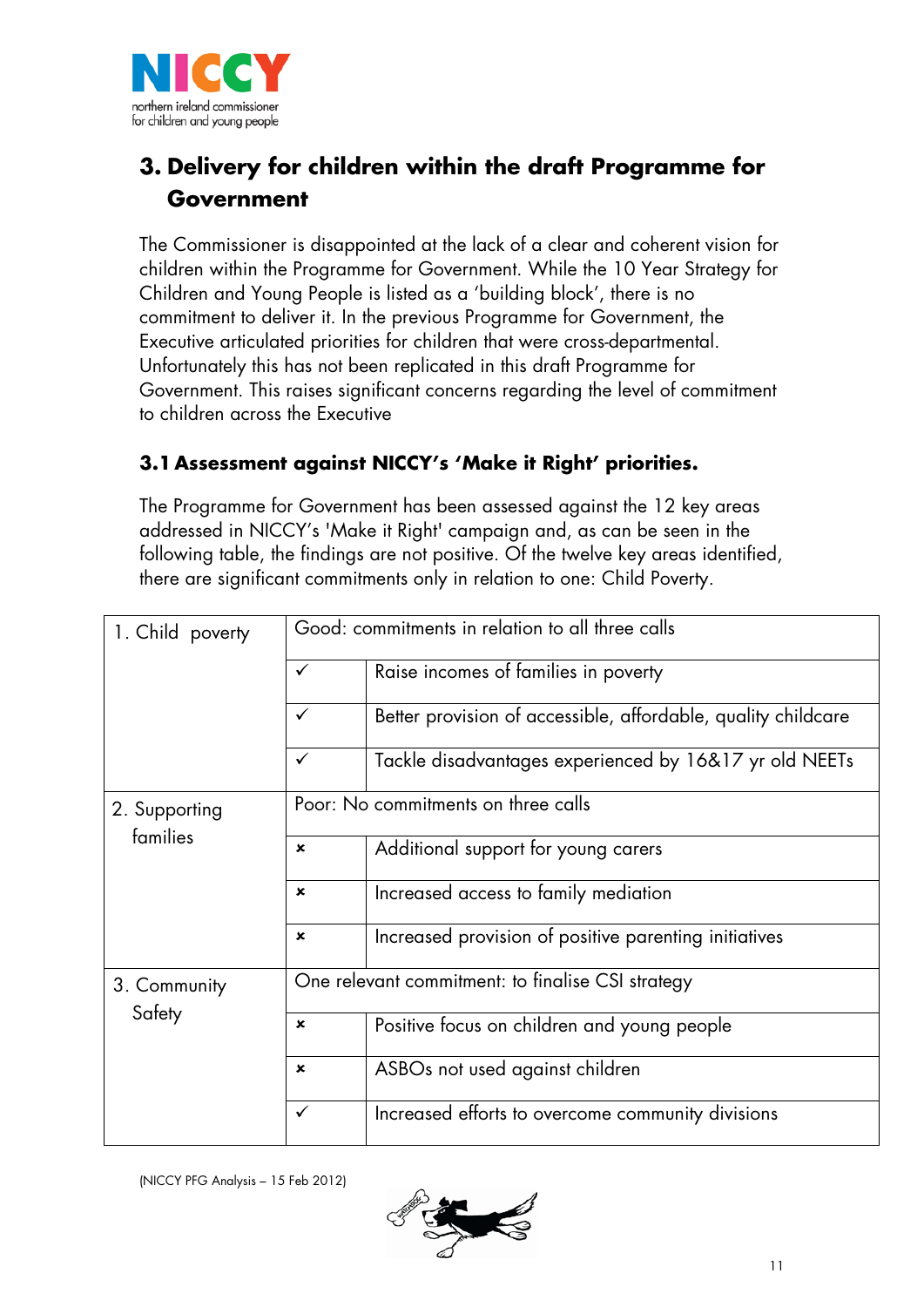## 3. Delivery for children within the draft Programme for Government

The Commissioner is disappointed at the lack of a clear and coherent vision for children within the Programme for Government. While the 10 Year Strategy for Children and Young People is listed as a 'building block', there is no commitment to deliver it. In the previous Programme for Government, the Executive articulated priorities for children that were cross-departmental. Unfortunately this has not been replicated in this draft Programme for Government. This raises significant concerns regarding the level of commitment to children across the Executive

### 3.1 Assessment against NICCY's 'Make it Right' priorities.

The Programme for Government has been assessed against the 12 key areas addressed in NICCY's 'Make it Right' campaign and, as can be seen in the following table, the findings are not positive. Of the twelve key areas identified, there are significant commitments only in relation to one: Child Poverty.

| Area | | |
|---|---|---|
| 1. Child poverty | Good: commitments in relation to all three calls | |
| | ✓ | Raise incomes of families in poverty |
| | ✓ | Better provision of accessible, affordable, quality childcare |
| | ✓ | Tackle disadvantages experienced by 16&17 yr old NEETs |
| 2. Supporting families | Poor: No commitments on three calls | |
| | × | Additional support for young carers |
| | × | Increased access to family mediation |
| | × | Increased provision of positive parenting initiatives |
| 3. Community Safety | One relevant commitment: to finalise CSI strategy | |
| | × | Positive focus on children and young people |
| | × | ASBOs not used against children |
| | ✓ | Increased efforts to overcome community divisions |

(NICCY PFG Analysis – 15 Feb 2012)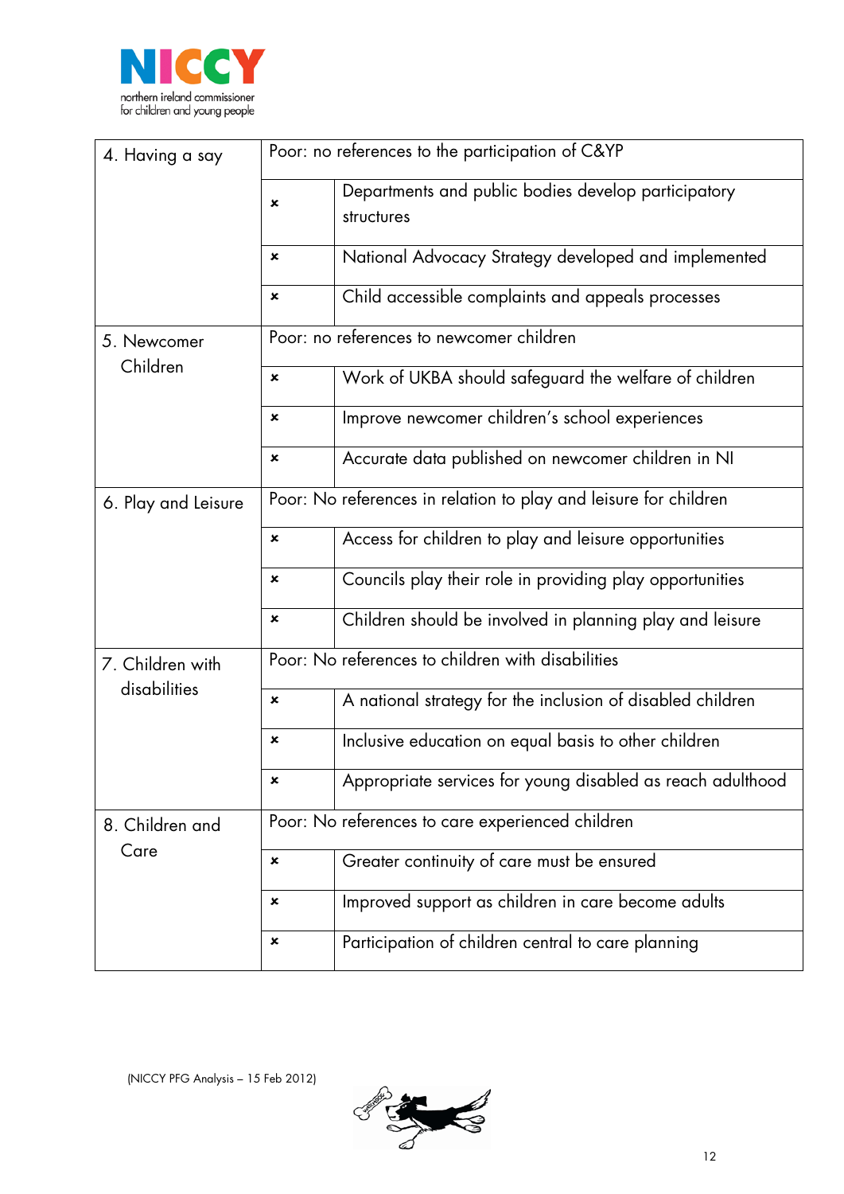| | | |
|---|---|---|
| 4. Having a say | Poor: no references to the participation of C&YP | |
| | × | Departments and public bodies develop participatory structures |
| | × | National Advocacy Strategy developed and implemented |
| | × | Child accessible complaints and appeals processes |
| 5. Newcomer Children | Poor: no references to newcomer children | |
| | × | Work of UKBA should safeguard the welfare of children |
| | × | Improve newcomer children's school experiences |
| | × | Accurate data published on newcomer children in NI |
| 6. Play and Leisure | Poor: No references in relation to play and leisure for children | |
| | × | Access for children to play and leisure opportunities |
| | × | Councils play their role in providing play opportunities |
| | × | Children should be involved in planning play and leisure |
| 7. Children with disabilities | Poor: No references to children with disabilities | |
| | × | A national strategy for the inclusion of disabled children |
| | × | Inclusive education on equal basis to other children |
| | × | Appropriate services for young disabled as reach adulthood |
| 8. Children and Care | Poor: No references to care experienced children | |
| | × | Greater continuity of care must be ensured |
| | × | Improved support as children in care become adults |
| | × | Participation of children central to care planning |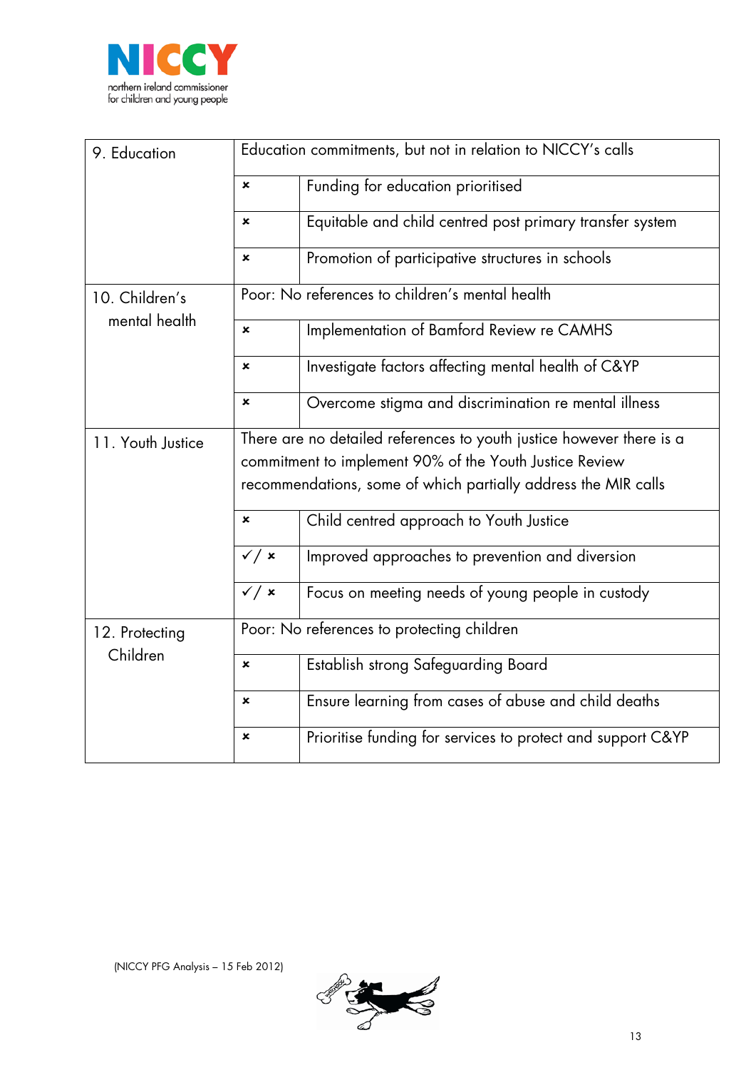| 9. Education | Education commitments, but not in relation to NICCY's calls | |
|---|---|---|
| | × | Funding for education prioritised |
| | × | Equitable and child centred post primary transfer system |
| | × | Promotion of participative structures in schools |
| 10. Children's mental health | Poor: No references to children's mental health | |
| | × | Implementation of Bamford Review re CAMHS |
| | × | Investigate factors affecting mental health of C&YP |
| | × | Overcome stigma and discrimination re mental illness |
| 11. Youth Justice | There are no detailed references to youth justice however there is a commitment to implement 90% of the Youth Justice Review recommendations, some of which partially address the MIR calls | |
| | × | Child centred approach to Youth Justice |
| | ✓/ × | Improved approaches to prevention and diversion |
| | ✓/ × | Focus on meeting needs of young people in custody |
| 12. Protecting Children | Poor: No references to protecting children | |
| | × | Establish strong Safeguarding Board |
| | × | Ensure learning from cases of abuse and child deaths |
| | × | Prioritise funding for services to protect and support C&YP |

(NICCY PFG Analysis – 15 Feb 2012)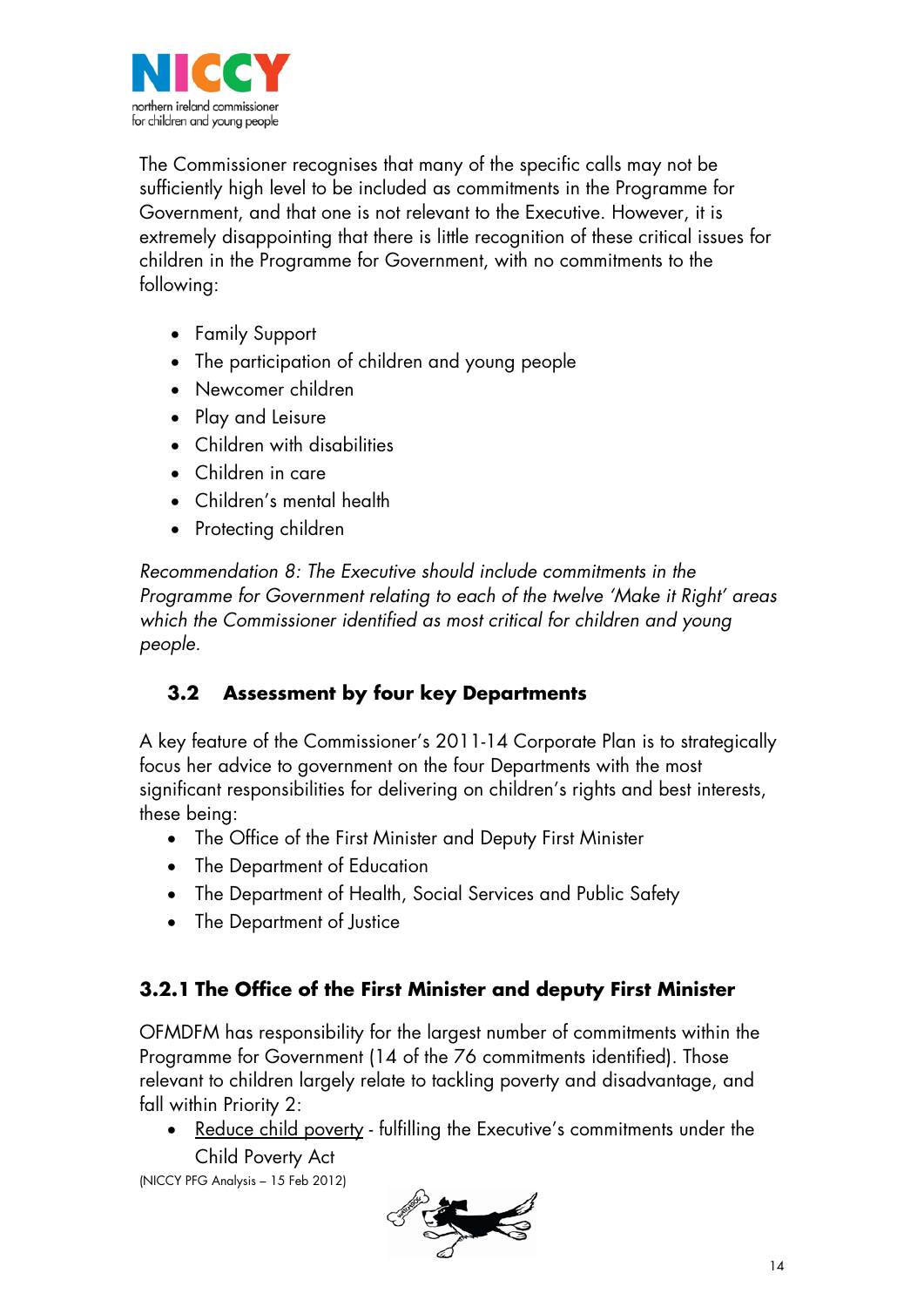The Commissioner recognises that many of the specific calls may not be sufficiently high level to be included as commitments in the Programme for Government, and that one is not relevant to the Executive. However, it is extremely disappointing that there is little recognition of these critical issues for children in the Programme for Government, with no commitments to the following:

- Family Support
- The participation of children and young people
- Newcomer children
- Play and Leisure
- Children with disabilities
- Children in care
- Children's mental health
- Protecting children

*Recommendation 8: The Executive should include commitments in the Programme for Government relating to each of the twelve 'Make it Right' areas which the Commissioner identified as most critical for children and young people.*

## 3.2 Assessment by four key Departments

A key feature of the Commissioner's 2011-14 Corporate Plan is to strategically focus her advice to government on the four Departments with the most significant responsibilities for delivering on children's rights and best interests, these being:

- The Office of the First Minister and Deputy First Minister
- The Department of Education
- The Department of Health, Social Services and Public Safety
- The Department of Justice

### 3.2.1 The Office of the First Minister and deputy First Minister

OFMDFM has responsibility for the largest number of commitments within the Programme for Government (14 of the 76 commitments identified). Those relevant to children largely relate to tackling poverty and disadvantage, and fall within Priority 2:

- Reduce child poverty - fulfilling the Executive's commitments under the Child Poverty Act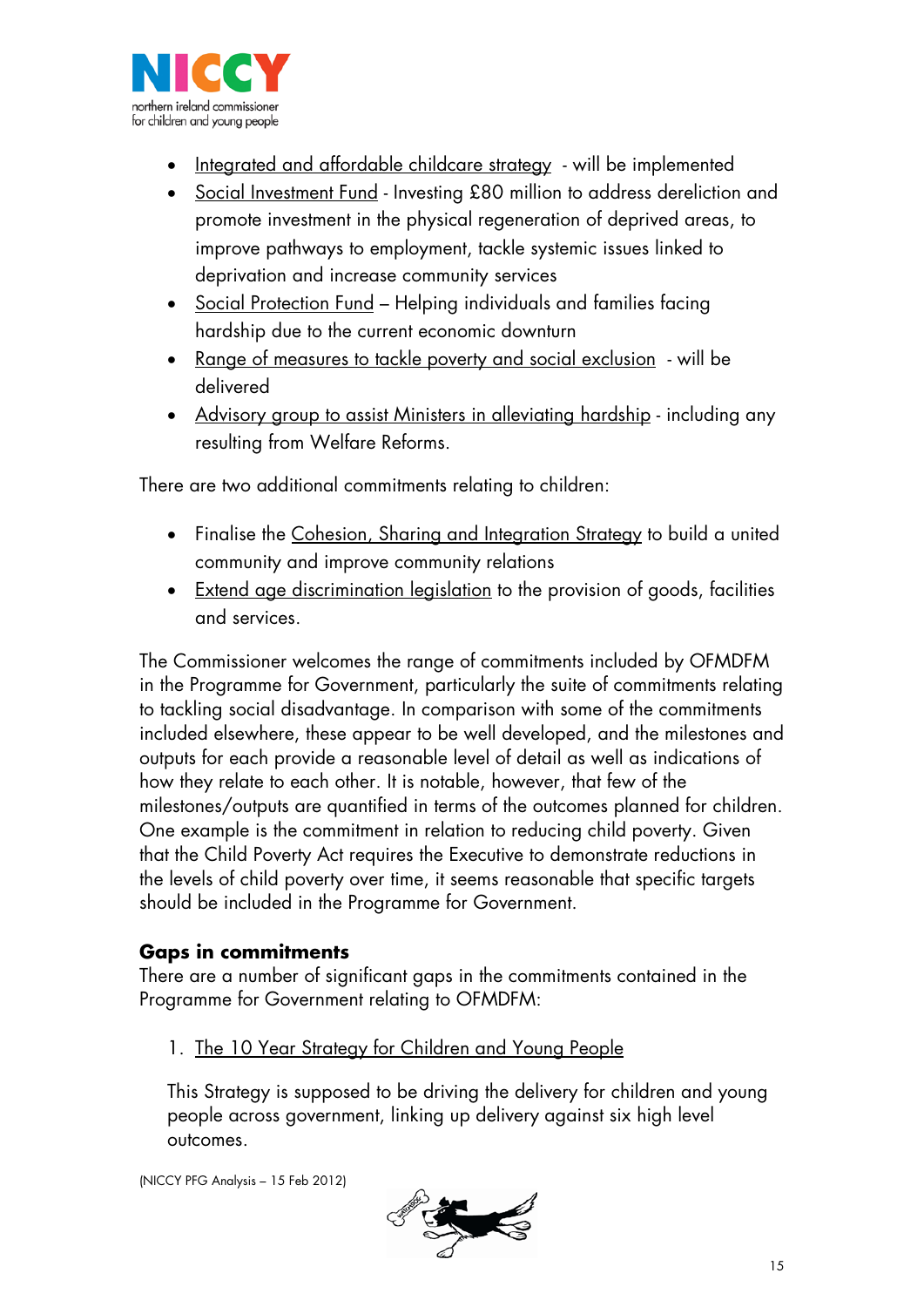- Integrated and affordable childcare strategy - will be implemented
- Social Investment Fund - Investing £80 million to address dereliction and promote investment in the physical regeneration of deprived areas, to improve pathways to employment, tackle systemic issues linked to deprivation and increase community services
- Social Protection Fund – Helping individuals and families facing hardship due to the current economic downturn
- Range of measures to tackle poverty and social exclusion - will be delivered
- Advisory group to assist Ministers in alleviating hardship - including any resulting from Welfare Reforms.

There are two additional commitments relating to children:

- Finalise the Cohesion, Sharing and Integration Strategy to build a united community and improve community relations
- Extend age discrimination legislation to the provision of goods, facilities and services.

The Commissioner welcomes the range of commitments included by OFMDFM in the Programme for Government, particularly the suite of commitments relating to tackling social disadvantage. In comparison with some of the commitments included elsewhere, these appear to be well developed, and the milestones and outputs for each provide a reasonable level of detail as well as indications of how they relate to each other. It is notable, however, that few of the milestones/outputs are quantified in terms of the outcomes planned for children. One example is the commitment in relation to reducing child poverty. Given that the Child Poverty Act requires the Executive to demonstrate reductions in the levels of child poverty over time, it seems reasonable that specific targets should be included in the Programme for Government.

### Gaps in commitments

There are a number of significant gaps in the commitments contained in the Programme for Government relating to OFMDFM:

1. The 10 Year Strategy for Children and Young People

   This Strategy is supposed to be driving the delivery for children and young people across government, linking up delivery against six high level outcomes.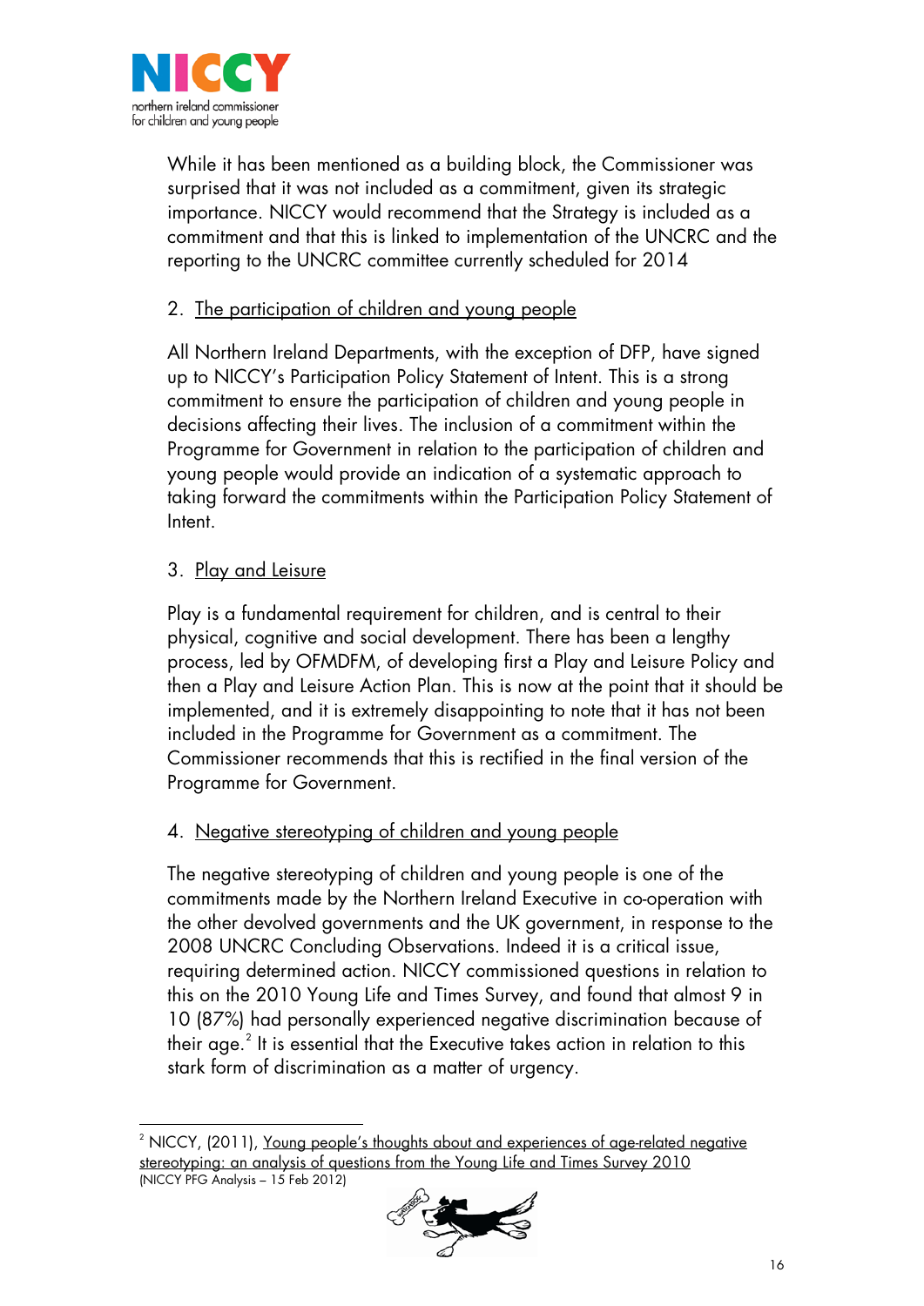While it has been mentioned as a building block, the Commissioner was surprised that it was not included as a commitment, given its strategic importance. NICCY would recommend that the Strategy is included as a commitment and that this is linked to implementation of the UNCRC and the reporting to the UNCRC committee currently scheduled for 2014

2. The participation of children and young people

All Northern Ireland Departments, with the exception of DFP, have signed up to NICCY's Participation Policy Statement of Intent. This is a strong commitment to ensure the participation of children and young people in decisions affecting their lives. The inclusion of a commitment within the Programme for Government in relation to the participation of children and young people would provide an indication of a systematic approach to taking forward the commitments within the Participation Policy Statement of Intent.

3. Play and Leisure

Play is a fundamental requirement for children, and is central to their physical, cognitive and social development. There has been a lengthy process, led by OFMDFM, of developing first a Play and Leisure Policy and then a Play and Leisure Action Plan. This is now at the point that it should be implemented, and it is extremely disappointing to note that it has not been included in the Programme for Government as a commitment. The Commissioner recommends that this is rectified in the final version of the Programme for Government.

4. Negative stereotyping of children and young people

The negative stereotyping of children and young people is one of the commitments made by the Northern Ireland Executive in co-operation with the other devolved governments and the UK government, in response to the 2008 UNCRC Concluding Observations. Indeed it is a critical issue, requiring determined action. NICCY commissioned questions in relation to this on the 2010 Young Life and Times Survey, and found that almost 9 in 10 (87%) had personally experienced negative discrimination because of their age.[2] It is essential that the Executive takes action in relation to this stark form of discrimination as a matter of urgency.

---

[2] NICCY, (2011), Young people's thoughts about and experiences of age-related negative stereotyping: an analysis of questions from the Young Life and Times Survey 2010
(NICCY PFG Analysis – 15 Feb 2012)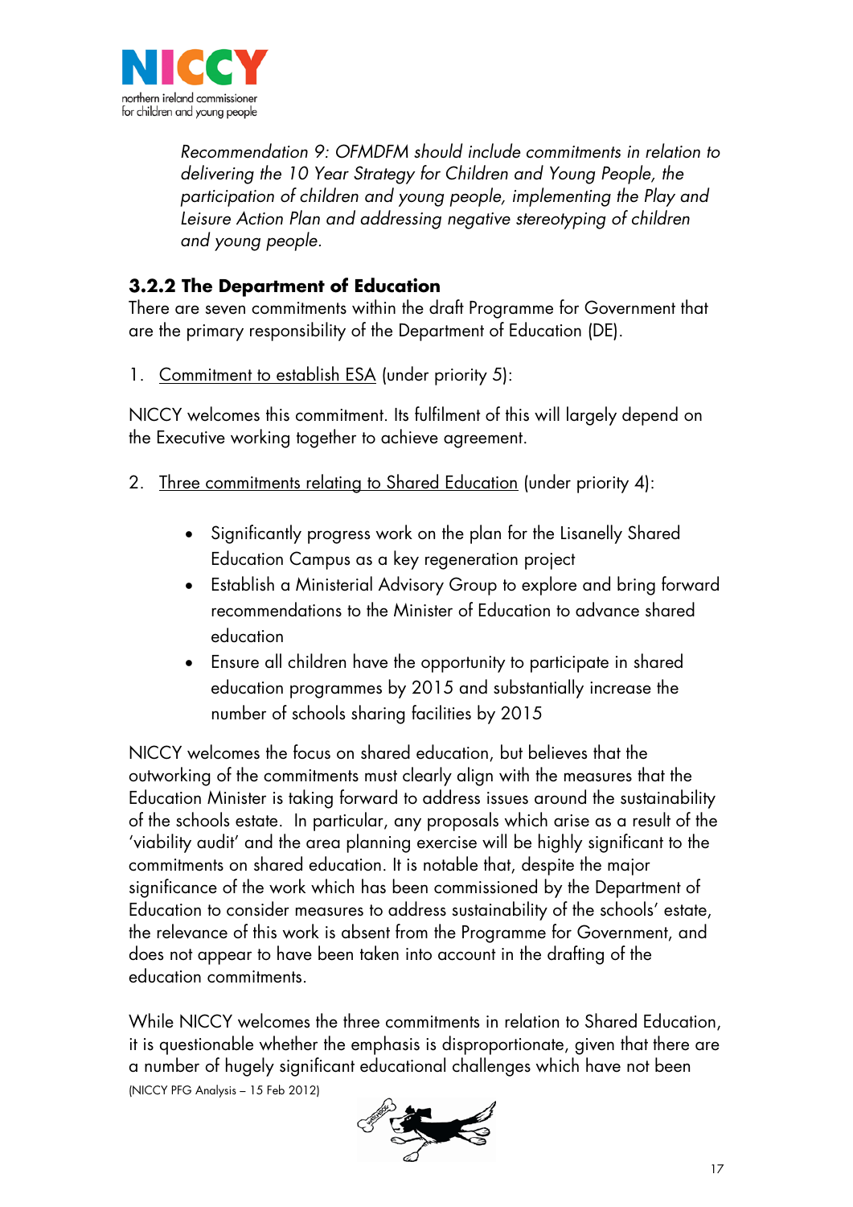*Recommendation 9: OFMDFM should include commitments in relation to delivering the 10 Year Strategy for Children and Young People, the participation of children and young people, implementing the Play and Leisure Action Plan and addressing negative stereotyping of children and young people.*

### 3.2.2 The Department of Education

There are seven commitments within the draft Programme for Government that are the primary responsibility of the Department of Education (DE).

1. Commitment to establish ESA (under priority 5):

NICCY welcomes this commitment. Its fulfilment of this will largely depend on the Executive working together to achieve agreement.

2. Three commitments relating to Shared Education (under priority 4):

- Significantly progress work on the plan for the Lisanelly Shared Education Campus as a key regeneration project
- Establish a Ministerial Advisory Group to explore and bring forward recommendations to the Minister of Education to advance shared education
- Ensure all children have the opportunity to participate in shared education programmes by 2015 and substantially increase the number of schools sharing facilities by 2015

NICCY welcomes the focus on shared education, but believes that the outworking of the commitments must clearly align with the measures that the Education Minister is taking forward to address issues around the sustainability of the schools estate. In particular, any proposals which arise as a result of the 'viability audit' and the area planning exercise will be highly significant to the commitments on shared education. It is notable that, despite the major significance of the work which has been commissioned by the Department of Education to consider measures to address sustainability of the schools' estate, the relevance of this work is absent from the Programme for Government, and does not appear to have been taken into account in the drafting of the education commitments.

While NICCY welcomes the three commitments in relation to Shared Education, it is questionable whether the emphasis is disproportionate, given that there are a number of hugely significant educational challenges which have not been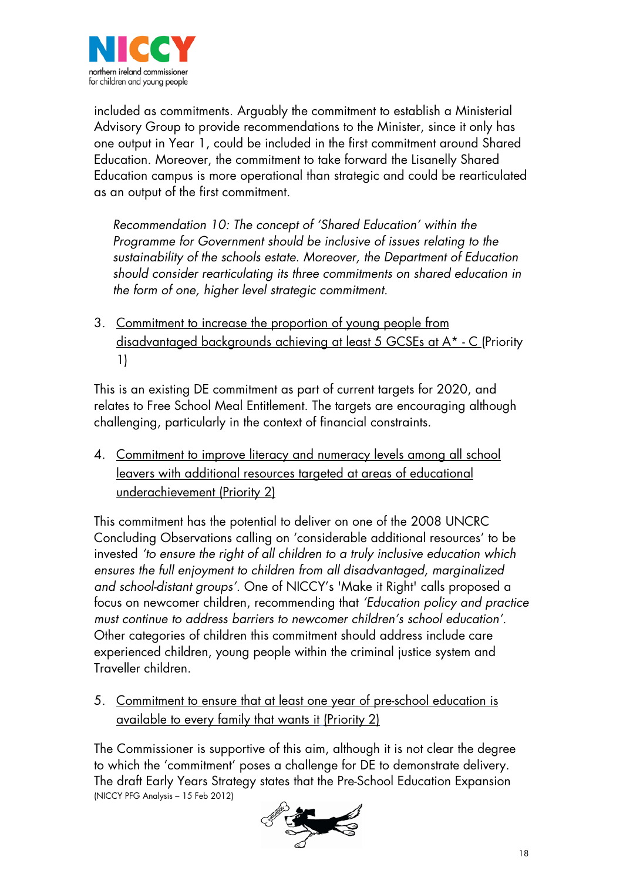included as commitments. Arguably the commitment to establish a Ministerial Advisory Group to provide recommendations to the Minister, since it only has one output in Year 1, could be included in the first commitment around Shared Education. Moreover, the commitment to take forward the Lisanelly Shared Education campus is more operational than strategic and could be rearticulated as an output of the first commitment.

> *Recommendation 10: The concept of 'Shared Education' within the Programme for Government should be inclusive of issues relating to the sustainability of the schools estate. Moreover, the Department of Education should consider rearticulating its three commitments on shared education in the form of one, higher level strategic commitment.*

3. <u>Commitment to increase the proportion of young people from disadvantaged backgrounds achieving at least 5 GCSEs at A* - C</u> (Priority 1)

This is an existing DE commitment as part of current targets for 2020, and relates to Free School Meal Entitlement. The targets are encouraging although challenging, particularly in the context of financial constraints.

4. <u>Commitment to improve literacy and numeracy levels among all school leavers with additional resources targeted at areas of educational underachievement (Priority 2)</u>

This commitment has the potential to deliver on one of the 2008 UNCRC Concluding Observations calling on 'considerable additional resources' to be invested *'to ensure the right of all children to a truly inclusive education which ensures the full enjoyment to children from all disadvantaged, marginalized and school-distant groups'*. One of NICCY's 'Make it Right' calls proposed a focus on newcomer children, recommending that *'Education policy and practice must continue to address barriers to newcomer children's school education'*. Other categories of children this commitment should address include care experienced children, young people within the criminal justice system and Traveller children.

5. <u>Commitment to ensure that at least one year of pre-school education is available to every family that wants it (Priority 2)</u>

The Commissioner is supportive of this aim, although it is not clear the degree to which the 'commitment' poses a challenge for DE to demonstrate delivery. The draft Early Years Strategy states that the Pre-School Education Expansion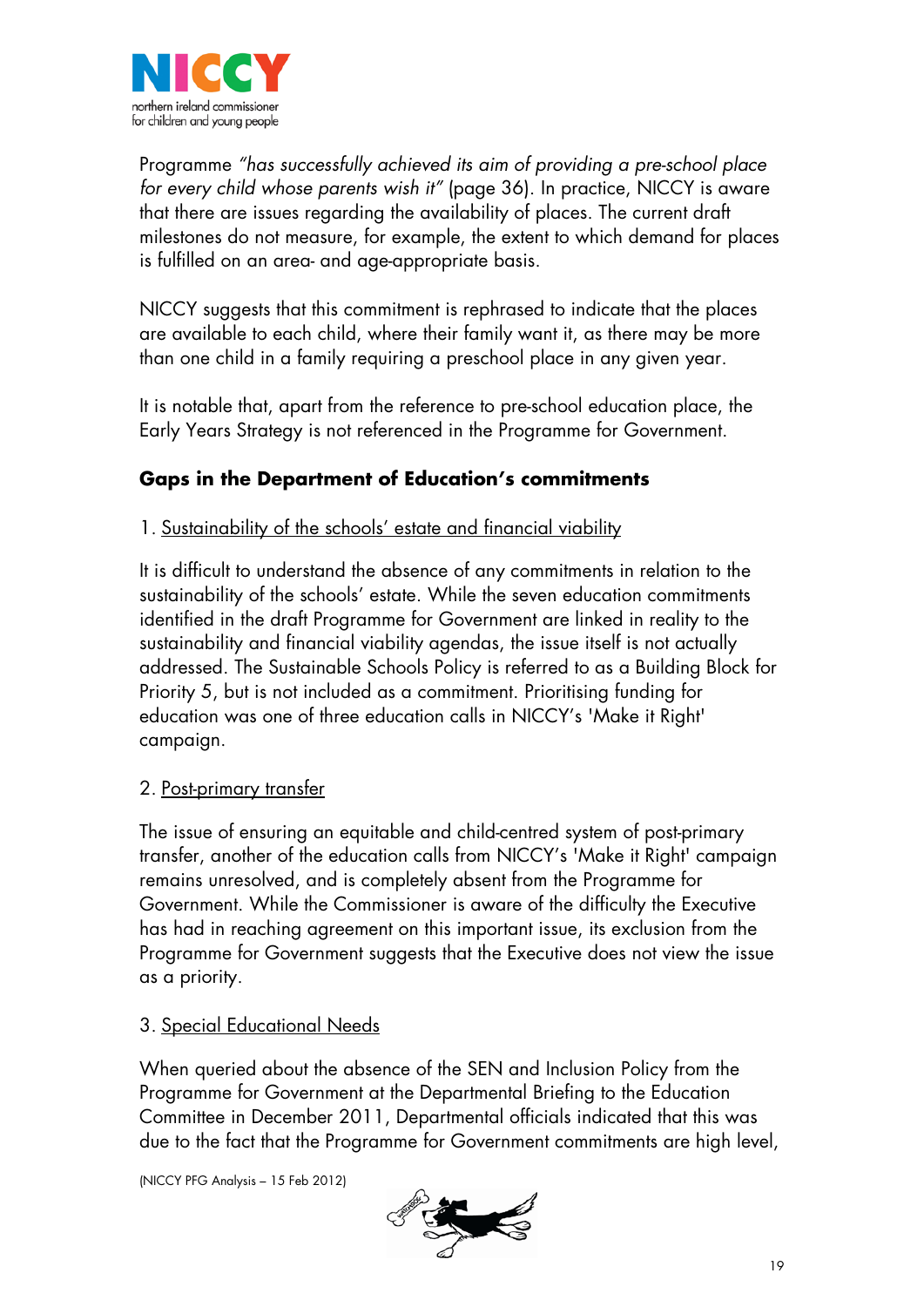Programme *"has successfully achieved its aim of providing a pre-school place for every child whose parents wish it"* (page 36). In practice, NICCY is aware that there are issues regarding the availability of places. The current draft milestones do not measure, for example, the extent to which demand for places is fulfilled on an area- and age-appropriate basis.

NICCY suggests that this commitment is rephrased to indicate that the places are available to each child, where their family want it, as there may be more than one child in a family requiring a preschool place in any given year.

It is notable that, apart from the reference to pre-school education place, the Early Years Strategy is not referenced in the Programme for Government.

### Gaps in the Department of Education's commitments

1. Sustainability of the schools' estate and financial viability

It is difficult to understand the absence of any commitments in relation to the sustainability of the schools' estate. While the seven education commitments identified in the draft Programme for Government are linked in reality to the sustainability and financial viability agendas, the issue itself is not actually addressed. The Sustainable Schools Policy is referred to as a Building Block for Priority 5, but is not included as a commitment. Prioritising funding for education was one of three education calls in NICCY's 'Make it Right' campaign.

2. Post-primary transfer

The issue of ensuring an equitable and child-centred system of post-primary transfer, another of the education calls from NICCY's 'Make it Right' campaign remains unresolved, and is completely absent from the Programme for Government. While the Commissioner is aware of the difficulty the Executive has had in reaching agreement on this important issue, its exclusion from the Programme for Government suggests that the Executive does not view the issue as a priority.

3. Special Educational Needs

When queried about the absence of the SEN and Inclusion Policy from the Programme for Government at the Departmental Briefing to the Education Committee in December 2011, Departmental officials indicated that this was due to the fact that the Programme for Government commitments are high level,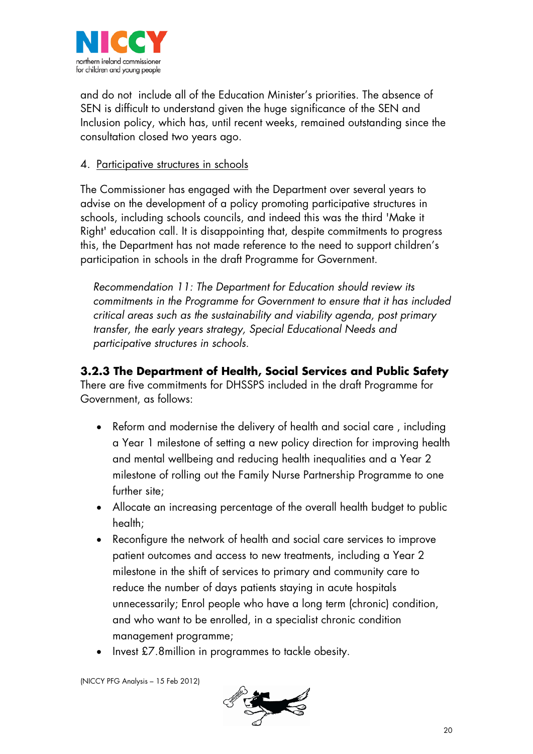and do not include all of the Education Minister's priorities. The absence of SEN is difficult to understand given the huge significance of the SEN and Inclusion policy, which has, until recent weeks, remained outstanding since the consultation closed two years ago.

4. Participative structures in schools

The Commissioner has engaged with the Department over several years to advise on the development of a policy promoting participative structures in schools, including schools councils, and indeed this was the third 'Make it Right' education call. It is disappointing that, despite commitments to progress this, the Department has not made reference to the need to support children's participation in schools in the draft Programme for Government.

*Recommendation 11: The Department for Education should review its commitments in the Programme for Government to ensure that it has included critical areas such as the sustainability and viability agenda, post primary transfer, the early years strategy, Special Educational Needs and participative structures in schools.*

### 3.2.3 The Department of Health, Social Services and Public Safety

There are five commitments for DHSSPS included in the draft Programme for Government, as follows:

- Reform and modernise the delivery of health and social care , including a Year 1 milestone of setting a new policy direction for improving health and mental wellbeing and reducing health inequalities and a Year 2 milestone of rolling out the Family Nurse Partnership Programme to one further site;
- Allocate an increasing percentage of the overall health budget to public health;
- Reconfigure the network of health and social care services to improve patient outcomes and access to new treatments, including a Year 2 milestone in the shift of services to primary and community care to reduce the number of days patients staying in acute hospitals unnecessarily; Enrol people who have a long term (chronic) condition, and who want to be enrolled, in a specialist chronic condition management programme;
- Invest £7.8million in programmes to tackle obesity.

(NICCY PFG Analysis – 15 Feb 2012)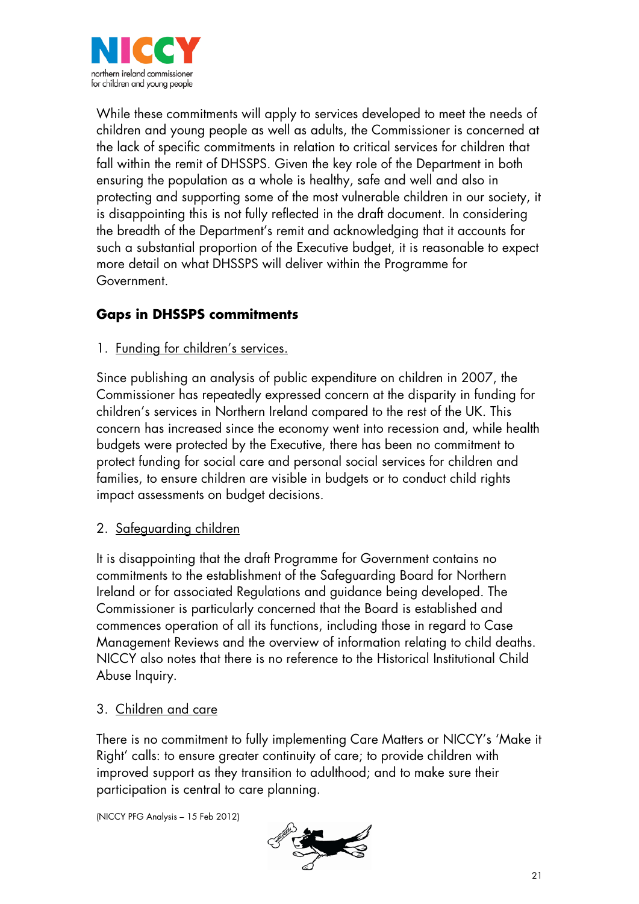While these commitments will apply to services developed to meet the needs of children and young people as well as adults, the Commissioner is concerned at the lack of specific commitments in relation to critical services for children that fall within the remit of DHSSPS. Given the key role of the Department in both ensuring the population as a whole is healthy, safe and well and also in protecting and supporting some of the most vulnerable children in our society, it is disappointing this is not fully reflected in the draft document. In considering the breadth of the Department's remit and acknowledging that it accounts for such a substantial proportion of the Executive budget, it is reasonable to expect more detail on what DHSSPS will deliver within the Programme for Government.

**Gaps in DHSSPS commitments**

1. Funding for children's services.

Since publishing an analysis of public expenditure on children in 2007, the Commissioner has repeatedly expressed concern at the disparity in funding for children's services in Northern Ireland compared to the rest of the UK. This concern has increased since the economy went into recession and, while health budgets were protected by the Executive, there has been no commitment to protect funding for social care and personal social services for children and families, to ensure children are visible in budgets or to conduct child rights impact assessments on budget decisions.

2. Safeguarding children

It is disappointing that the draft Programme for Government contains no commitments to the establishment of the Safeguarding Board for Northern Ireland or for associated Regulations and guidance being developed. The Commissioner is particularly concerned that the Board is established and commences operation of all its functions, including those in regard to Case Management Reviews and the overview of information relating to child deaths. NICCY also notes that there is no reference to the Historical Institutional Child Abuse Inquiry.

3. Children and care

There is no commitment to fully implementing Care Matters or NICCY's 'Make it Right' calls: to ensure greater continuity of care; to provide children with improved support as they transition to adulthood; and to make sure their participation is central to care planning.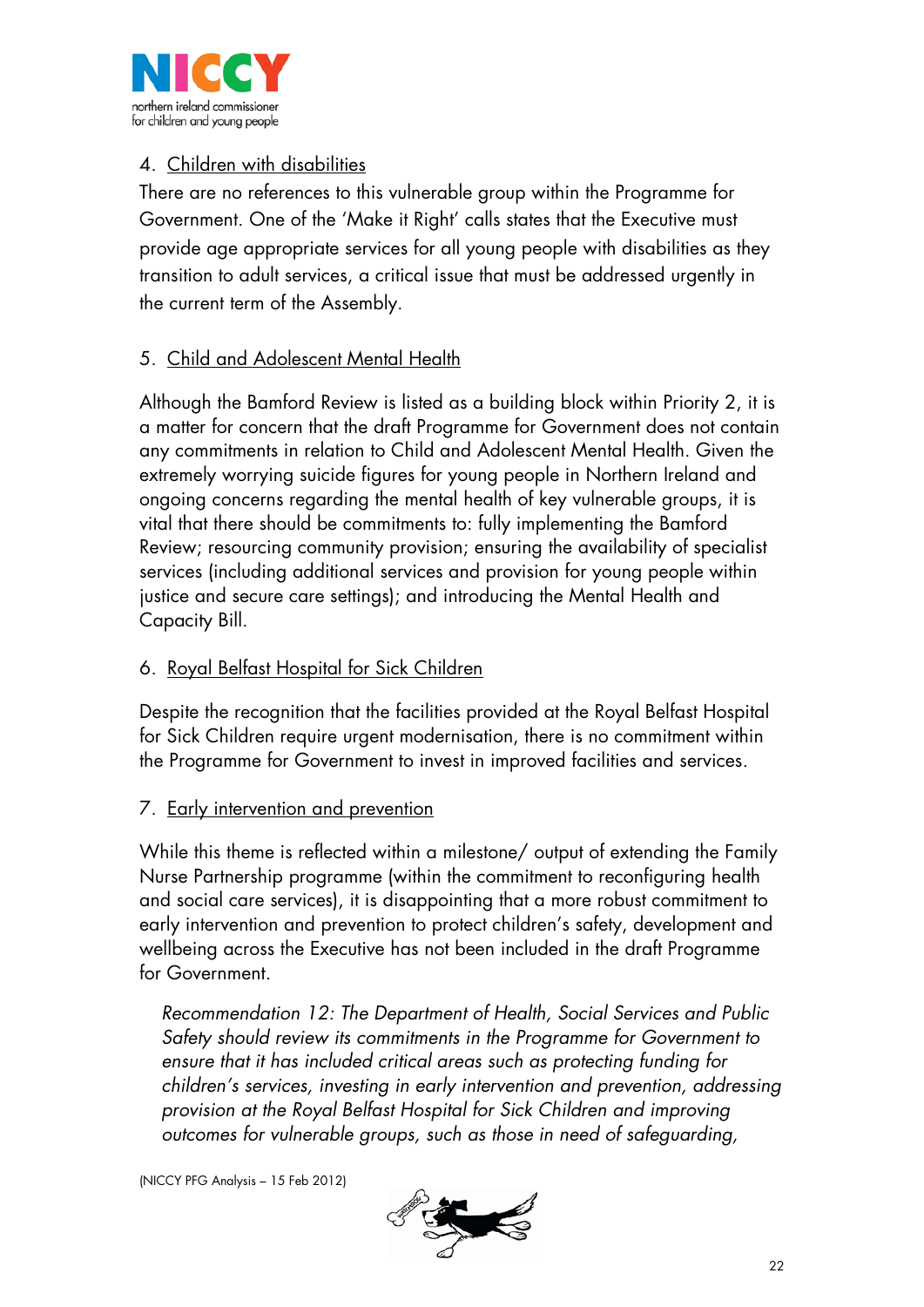4. Children with disabilities

There are no references to this vulnerable group within the Programme for Government. One of the 'Make it Right' calls states that the Executive must provide age appropriate services for all young people with disabilities as they transition to adult services, a critical issue that must be addressed urgently in the current term of the Assembly.

5. Child and Adolescent Mental Health

Although the Bamford Review is listed as a building block within Priority 2, it is a matter for concern that the draft Programme for Government does not contain any commitments in relation to Child and Adolescent Mental Health. Given the extremely worrying suicide figures for young people in Northern Ireland and ongoing concerns regarding the mental health of key vulnerable groups, it is vital that there should be commitments to: fully implementing the Bamford Review; resourcing community provision; ensuring the availability of specialist services (including additional services and provision for young people within justice and secure care settings); and introducing the Mental Health and Capacity Bill.

6. Royal Belfast Hospital for Sick Children

Despite the recognition that the facilities provided at the Royal Belfast Hospital for Sick Children require urgent modernisation, there is no commitment within the Programme for Government to invest in improved facilities and services.

7. Early intervention and prevention

While this theme is reflected within a milestone/ output of extending the Family Nurse Partnership programme (within the commitment to reconfiguring health and social care services), it is disappointing that a more robust commitment to early intervention and prevention to protect children's safety, development and wellbeing across the Executive has not been included in the draft Programme for Government.

> *Recommendation 12: The Department of Health, Social Services and Public Safety should review its commitments in the Programme for Government to ensure that it has included critical areas such as protecting funding for children's services, investing in early intervention and prevention, addressing provision at the Royal Belfast Hospital for Sick Children and improving outcomes for vulnerable groups, such as those in need of safeguarding,*

(NICCY PFG Analysis – 15 Feb 2012)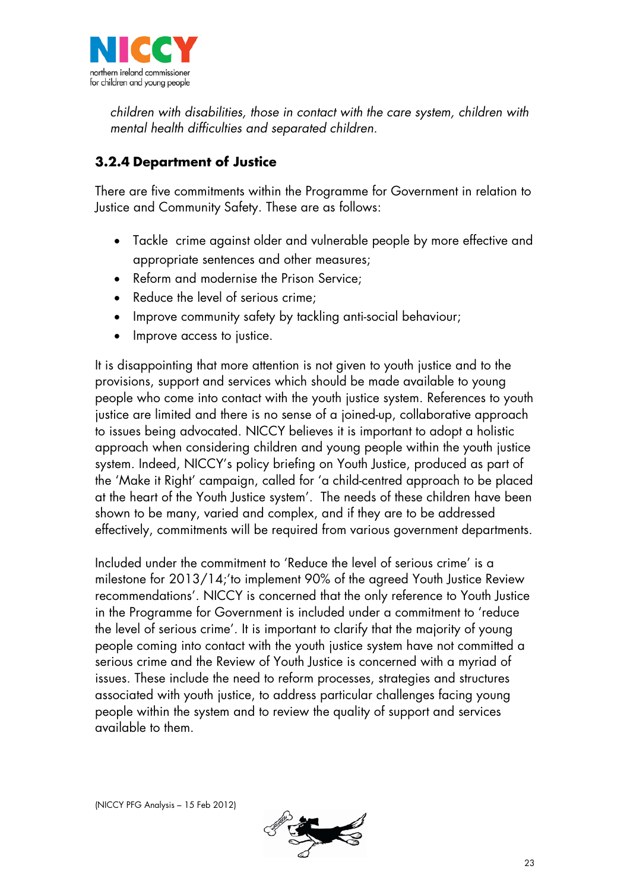*children with disabilities, those in contact with the care system, children with mental health difficulties and separated children.*

### 3.2.4 Department of Justice

There are five commitments within the Programme for Government in relation to Justice and Community Safety. These are as follows:

- Tackle crime against older and vulnerable people by more effective and appropriate sentences and other measures;
- Reform and modernise the Prison Service;
- Reduce the level of serious crime;
- Improve community safety by tackling anti-social behaviour;
- Improve access to justice.

It is disappointing that more attention is not given to youth justice and to the provisions, support and services which should be made available to young people who come into contact with the youth justice system. References to youth justice are limited and there is no sense of a joined-up, collaborative approach to issues being advocated. NICCY believes it is important to adopt a holistic approach when considering children and young people within the youth justice system. Indeed, NICCY's policy briefing on Youth Justice, produced as part of the 'Make it Right' campaign, called for 'a child-centred approach to be placed at the heart of the Youth Justice system'. The needs of these children have been shown to be many, varied and complex, and if they are to be addressed effectively, commitments will be required from various government departments.

Included under the commitment to 'Reduce the level of serious crime' is a milestone for 2013/14;'to implement 90% of the agreed Youth Justice Review recommendations'. NICCY is concerned that the only reference to Youth Justice in the Programme for Government is included under a commitment to 'reduce the level of serious crime'. It is important to clarify that the majority of young people coming into contact with the youth justice system have not committed a serious crime and the Review of Youth Justice is concerned with a myriad of issues. These include the need to reform processes, strategies and structures associated with youth justice, to address particular challenges facing young people within the system and to review the quality of support and services available to them.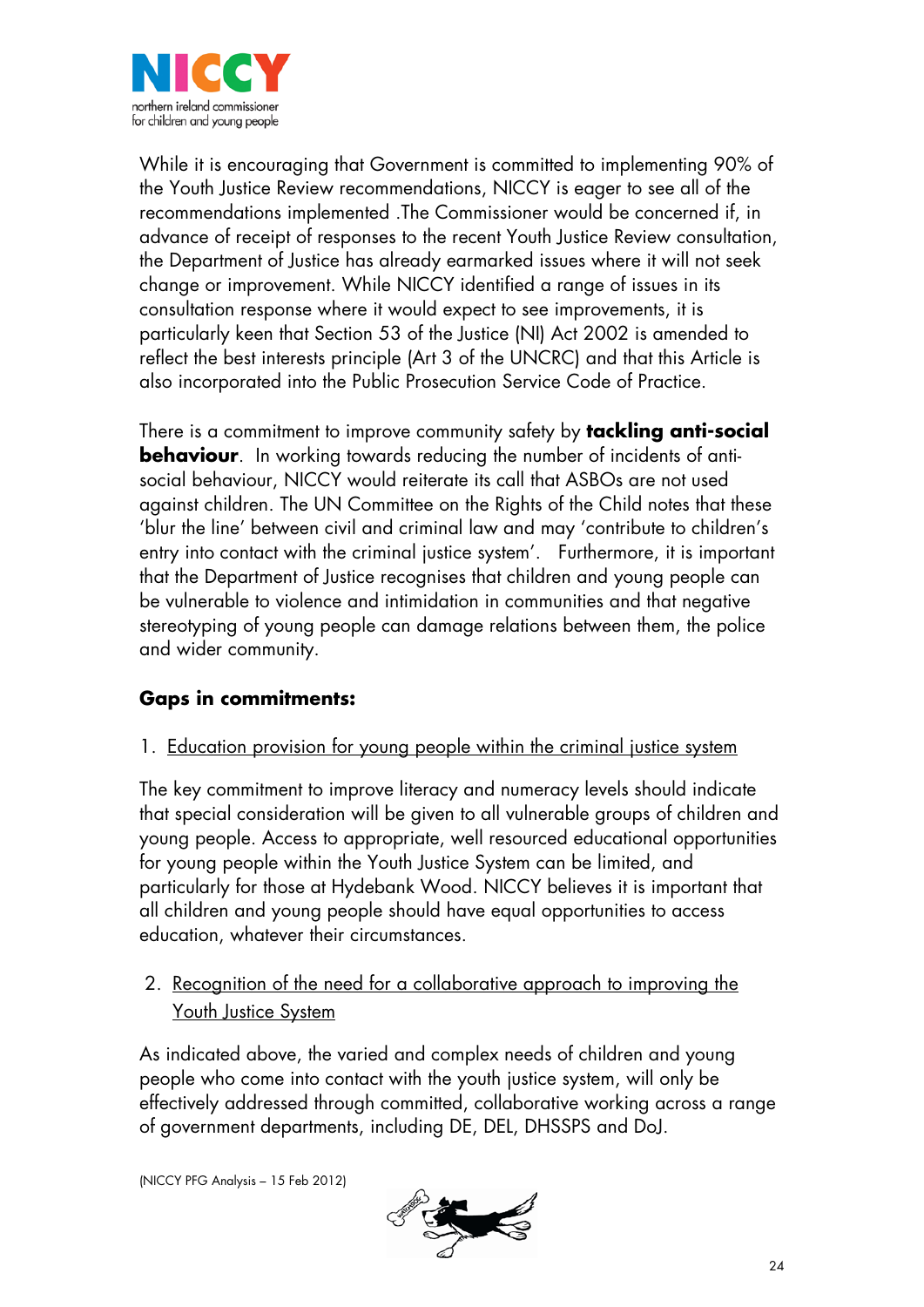While it is encouraging that Government is committed to implementing 90% of the Youth Justice Review recommendations, NICCY is eager to see all of the recommendations implemented .The Commissioner would be concerned if, in advance of receipt of responses to the recent Youth Justice Review consultation, the Department of Justice has already earmarked issues where it will not seek change or improvement. While NICCY identified a range of issues in its consultation response where it would expect to see improvements, it is particularly keen that Section 53 of the Justice (NI) Act 2002 is amended to reflect the best interests principle (Art 3 of the UNCRC) and that this Article is also incorporated into the Public Prosecution Service Code of Practice.

There is a commitment to improve community safety by **tackling anti-social behaviour**. In working towards reducing the number of incidents of anti-social behaviour, NICCY would reiterate its call that ASBOs are not used against children. The UN Committee on the Rights of the Child notes that these 'blur the line' between civil and criminal law and may 'contribute to children's entry into contact with the criminal justice system'. Furthermore, it is important that the Department of Justice recognises that children and young people can be vulnerable to violence and intimidation in communities and that negative stereotyping of young people can damage relations between them, the police and wider community.

**Gaps in commitments:**

1. Education provision for young people within the criminal justice system

The key commitment to improve literacy and numeracy levels should indicate that special consideration will be given to all vulnerable groups of children and young people. Access to appropriate, well resourced educational opportunities for young people within the Youth Justice System can be limited, and particularly for those at Hydebank Wood. NICCY believes it is important that all children and young people should have equal opportunities to access education, whatever their circumstances.

2. Recognition of the need for a collaborative approach to improving the Youth Justice System

As indicated above, the varied and complex needs of children and young people who come into contact with the youth justice system, will only be effectively addressed through committed, collaborative working across a range of government departments, including DE, DEL, DHSSPS and DoJ.

(NICCY PFG Analysis – 15 Feb 2012)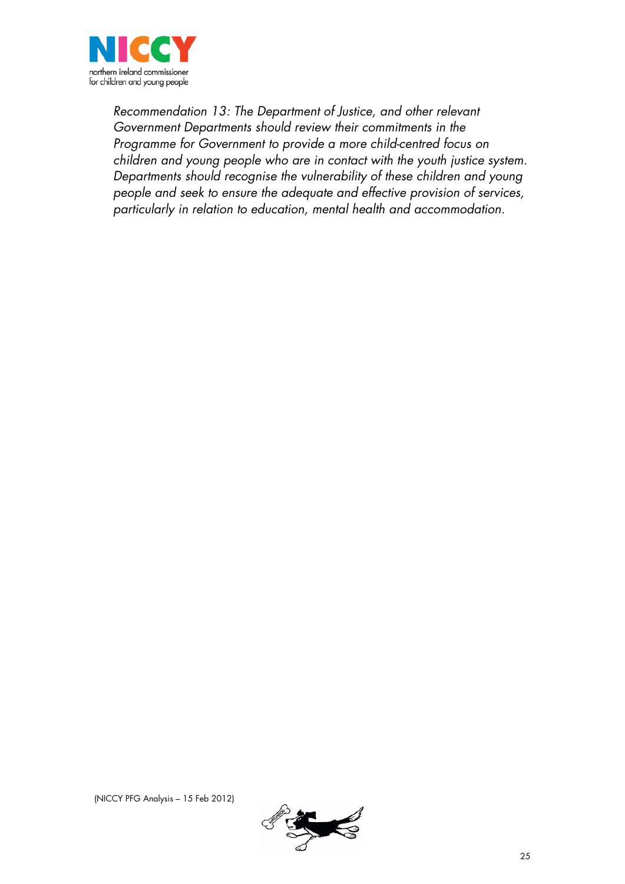*Recommendation 13: The Department of Justice, and other relevant Government Departments should review their commitments in the Programme for Government to provide a more child-centred focus on children and young people who are in contact with the youth justice system. Departments should recognise the vulnerability of these children and young people and seek to ensure the adequate and effective provision of services, particularly in relation to education, mental health and accommodation.*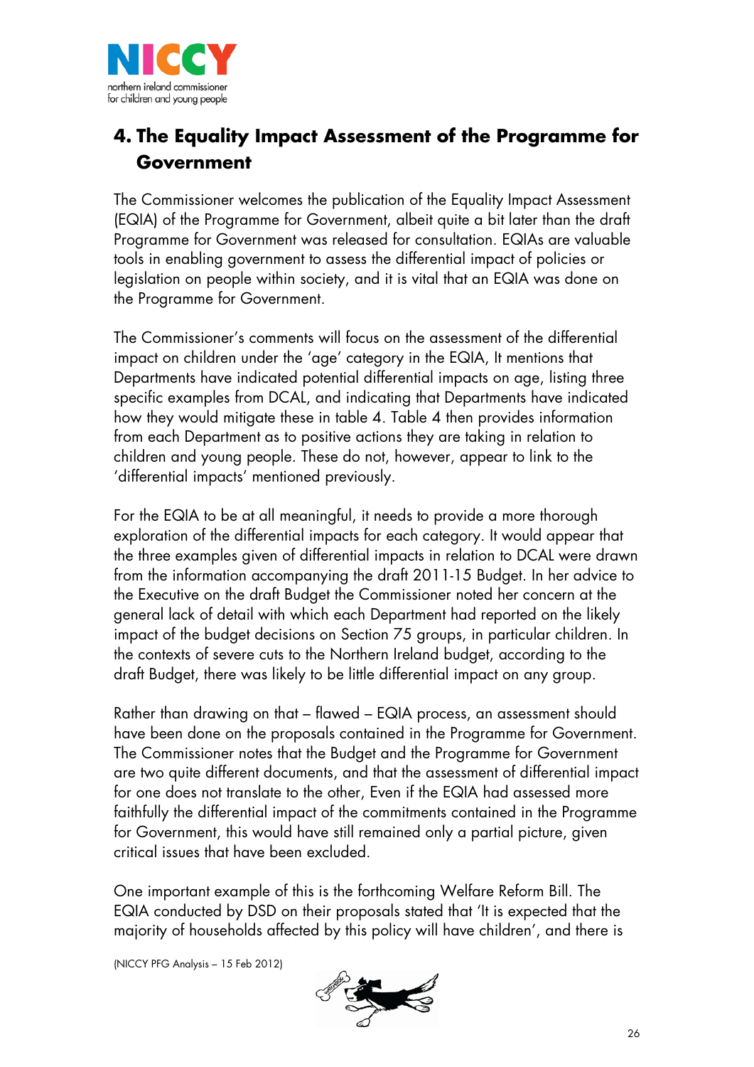## 4. The Equality Impact Assessment of the Programme for Government

The Commissioner welcomes the publication of the Equality Impact Assessment (EQIA) of the Programme for Government, albeit quite a bit later than the draft Programme for Government was released for consultation. EQIAs are valuable tools in enabling government to assess the differential impact of policies or legislation on people within society, and it is vital that an EQIA was done on the Programme for Government.

The Commissioner's comments will focus on the assessment of the differential impact on children under the 'age' category in the EQIA, It mentions that Departments have indicated potential differential impacts on age, listing three specific examples from DCAL, and indicating that Departments have indicated how they would mitigate these in table 4. Table 4 then provides information from each Department as to positive actions they are taking in relation to children and young people. These do not, however, appear to link to the 'differential impacts' mentioned previously.

For the EQIA to be at all meaningful, it needs to provide a more thorough exploration of the differential impacts for each category. It would appear that the three examples given of differential impacts in relation to DCAL were drawn from the information accompanying the draft 2011-15 Budget. In her advice to the Executive on the draft Budget the Commissioner noted her concern at the general lack of detail with which each Department had reported on the likely impact of the budget decisions on Section 75 groups, in particular children. In the contexts of severe cuts to the Northern Ireland budget, according to the draft Budget, there was likely to be little differential impact on any group.

Rather than drawing on that – flawed – EQIA process, an assessment should have been done on the proposals contained in the Programme for Government. The Commissioner notes that the Budget and the Programme for Government are two quite different documents, and that the assessment of differential impact for one does not translate to the other, Even if the EQIA had assessed more faithfully the differential impact of the commitments contained in the Programme for Government, this would have still remained only a partial picture, given critical issues that have been excluded.

One important example of this is the forthcoming Welfare Reform Bill. The EQIA conducted by DSD on their proposals stated that 'It is expected that the majority of households affected by this policy will have children', and there is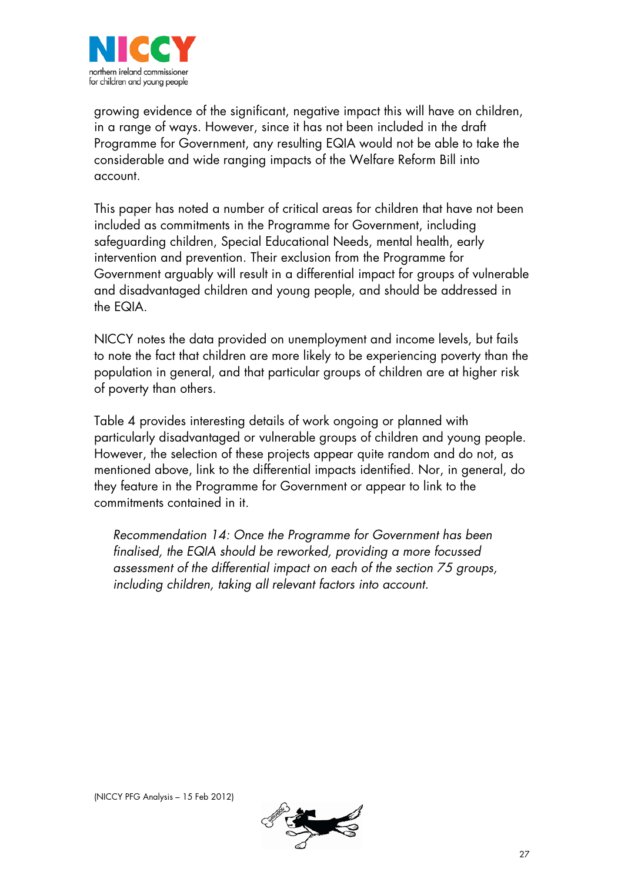growing evidence of the significant, negative impact this will have on children, in a range of ways. However, since it has not been included in the draft Programme for Government, any resulting EQIA would not be able to take the considerable and wide ranging impacts of the Welfare Reform Bill into account.

This paper has noted a number of critical areas for children that have not been included as commitments in the Programme for Government, including safeguarding children, Special Educational Needs, mental health, early intervention and prevention. Their exclusion from the Programme for Government arguably will result in a differential impact for groups of vulnerable and disadvantaged children and young people, and should be addressed in the EQIA.

NICCY notes the data provided on unemployment and income levels, but fails to note the fact that children are more likely to be experiencing poverty than the population in general, and that particular groups of children are at higher risk of poverty than others.

Table 4 provides interesting details of work ongoing or planned with particularly disadvantaged or vulnerable groups of children and young people. However, the selection of these projects appear quite random and do not, as mentioned above, link to the differential impacts identified. Nor, in general, do they feature in the Programme for Government or appear to link to the commitments contained in it.

*Recommendation 14: Once the Programme for Government has been finalised, the EQIA should be reworked, providing a more focussed assessment of the differential impact on each of the section 75 groups, including children, taking all relevant factors into account.*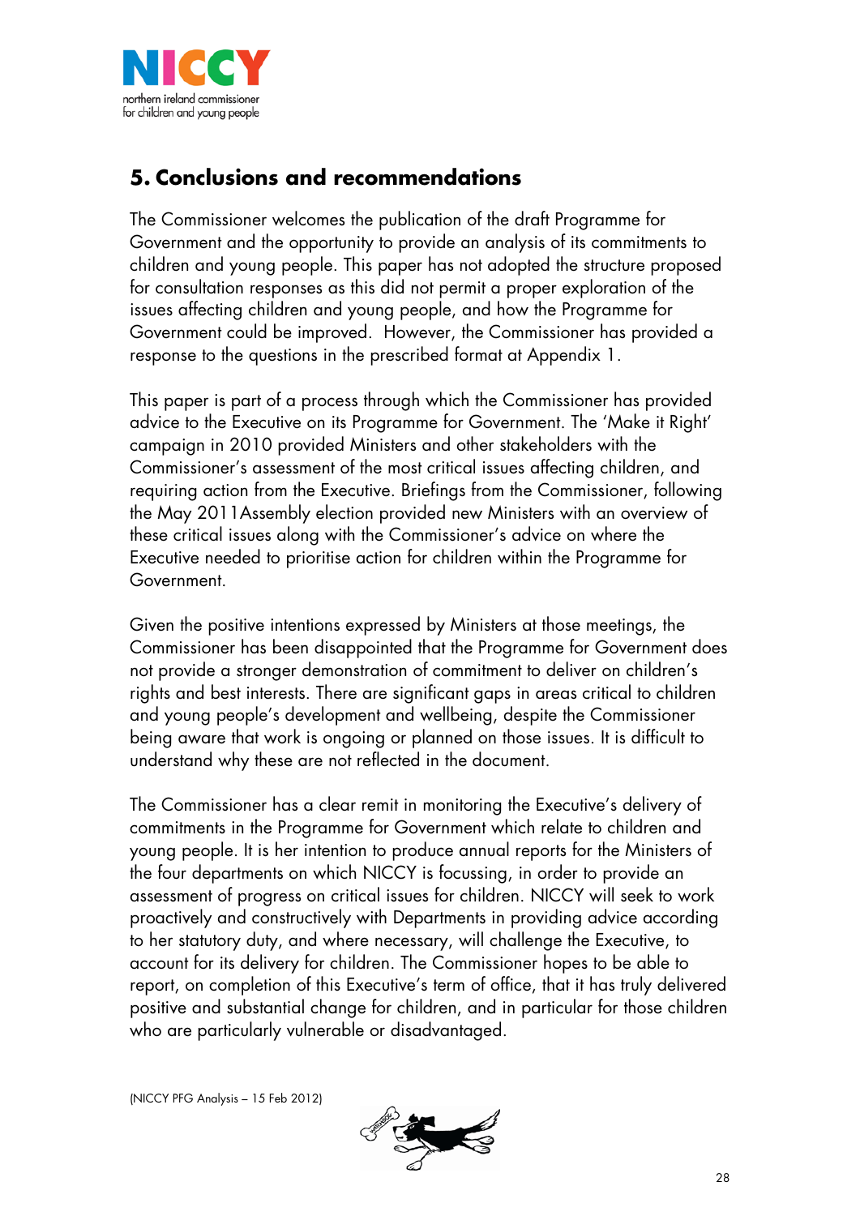## 5. Conclusions and recommendations

The Commissioner welcomes the publication of the draft Programme for Government and the opportunity to provide an analysis of its commitments to children and young people. This paper has not adopted the structure proposed for consultation responses as this did not permit a proper exploration of the issues affecting children and young people, and how the Programme for Government could be improved. However, the Commissioner has provided a response to the questions in the prescribed format at Appendix 1.

This paper is part of a process through which the Commissioner has provided advice to the Executive on its Programme for Government. The 'Make it Right' campaign in 2010 provided Ministers and other stakeholders with the Commissioner's assessment of the most critical issues affecting children, and requiring action from the Executive. Briefings from the Commissioner, following the May 2011Assembly election provided new Ministers with an overview of these critical issues along with the Commissioner's advice on where the Executive needed to prioritise action for children within the Programme for Government.

Given the positive intentions expressed by Ministers at those meetings, the Commissioner has been disappointed that the Programme for Government does not provide a stronger demonstration of commitment to deliver on children's rights and best interests. There are significant gaps in areas critical to children and young people's development and wellbeing, despite the Commissioner being aware that work is ongoing or planned on those issues. It is difficult to understand why these are not reflected in the document.

The Commissioner has a clear remit in monitoring the Executive's delivery of commitments in the Programme for Government which relate to children and young people. It is her intention to produce annual reports for the Ministers of the four departments on which NICCY is focussing, in order to provide an assessment of progress on critical issues for children. NICCY will seek to work proactively and constructively with Departments in providing advice according to her statutory duty, and where necessary, will challenge the Executive, to account for its delivery for children. The Commissioner hopes to be able to report, on completion of this Executive's term of office, that it has truly delivered positive and substantial change for children, and in particular for those children who are particularly vulnerable or disadvantaged.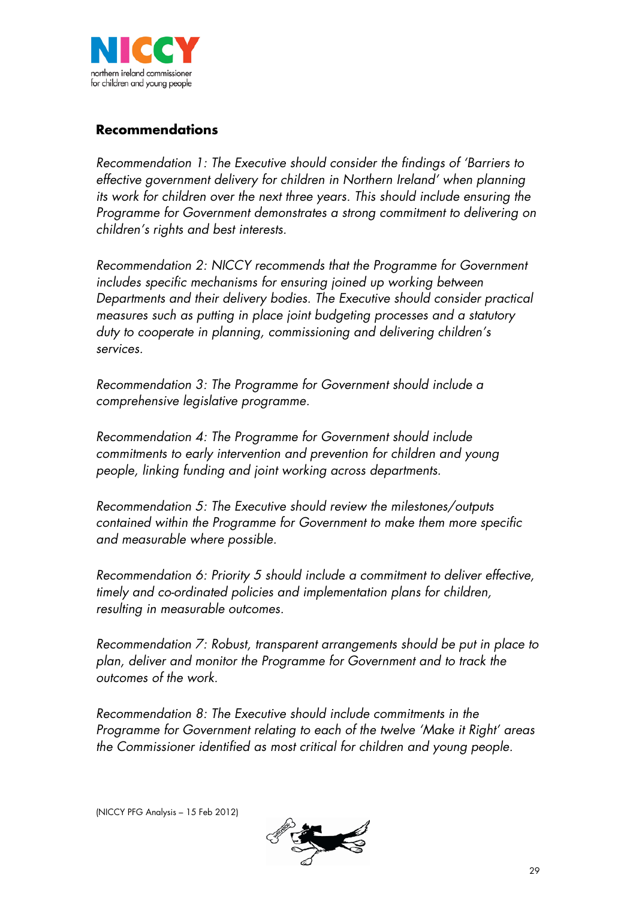## Recommendations

*Recommendation 1: The Executive should consider the findings of 'Barriers to effective government delivery for children in Northern Ireland' when planning its work for children over the next three years. This should include ensuring the Programme for Government demonstrates a strong commitment to delivering on children's rights and best interests.*

*Recommendation 2: NICCY recommends that the Programme for Government includes specific mechanisms for ensuring joined up working between Departments and their delivery bodies. The Executive should consider practical measures such as putting in place joint budgeting processes and a statutory duty to cooperate in planning, commissioning and delivering children's services.*

*Recommendation 3: The Programme for Government should include a comprehensive legislative programme.*

*Recommendation 4: The Programme for Government should include commitments to early intervention and prevention for children and young people, linking funding and joint working across departments.*

*Recommendation 5: The Executive should review the milestones/outputs contained within the Programme for Government to make them more specific and measurable where possible.*

*Recommendation 6: Priority 5 should include a commitment to deliver effective, timely and co-ordinated policies and implementation plans for children, resulting in measurable outcomes.*

*Recommendation 7: Robust, transparent arrangements should be put in place to plan, deliver and monitor the Programme for Government and to track the outcomes of the work.*

*Recommendation 8: The Executive should include commitments in the Programme for Government relating to each of the twelve 'Make it Right' areas the Commissioner identified as most critical for children and young people.*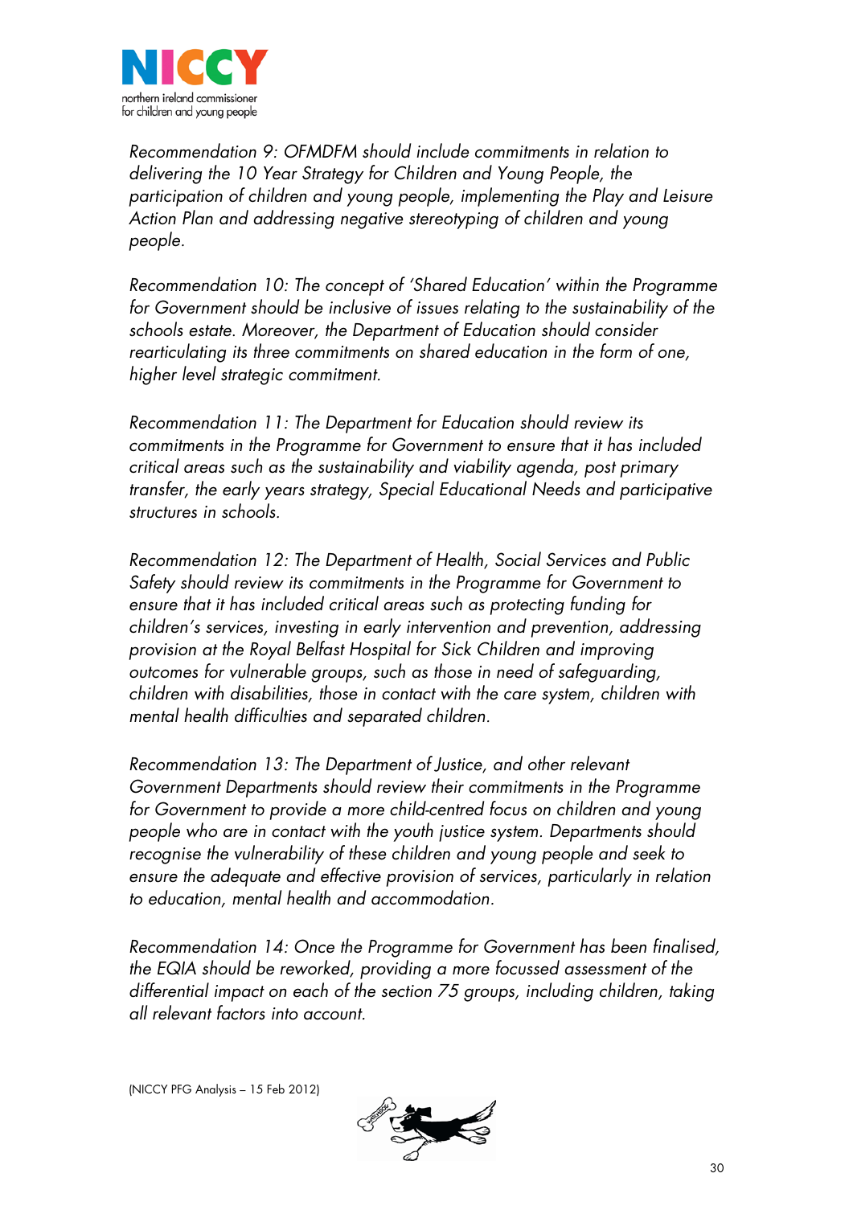*Recommendation 9: OFMDFM should include commitments in relation to delivering the 10 Year Strategy for Children and Young People, the participation of children and young people, implementing the Play and Leisure Action Plan and addressing negative stereotyping of children and young people.*

*Recommendation 10: The concept of 'Shared Education' within the Programme for Government should be inclusive of issues relating to the sustainability of the schools estate. Moreover, the Department of Education should consider rearticulating its three commitments on shared education in the form of one, higher level strategic commitment.*

*Recommendation 11: The Department for Education should review its commitments in the Programme for Government to ensure that it has included critical areas such as the sustainability and viability agenda, post primary transfer, the early years strategy, Special Educational Needs and participative structures in schools.*

*Recommendation 12: The Department of Health, Social Services and Public Safety should review its commitments in the Programme for Government to ensure that it has included critical areas such as protecting funding for children's services, investing in early intervention and prevention, addressing provision at the Royal Belfast Hospital for Sick Children and improving outcomes for vulnerable groups, such as those in need of safeguarding, children with disabilities, those in contact with the care system, children with mental health difficulties and separated children.*

*Recommendation 13: The Department of Justice, and other relevant Government Departments should review their commitments in the Programme for Government to provide a more child-centred focus on children and young people who are in contact with the youth justice system. Departments should recognise the vulnerability of these children and young people and seek to ensure the adequate and effective provision of services, particularly in relation to education, mental health and accommodation.*

*Recommendation 14: Once the Programme for Government has been finalised, the EQIA should be reworked, providing a more focussed assessment of the differential impact on each of the section 75 groups, including children, taking all relevant factors into account.*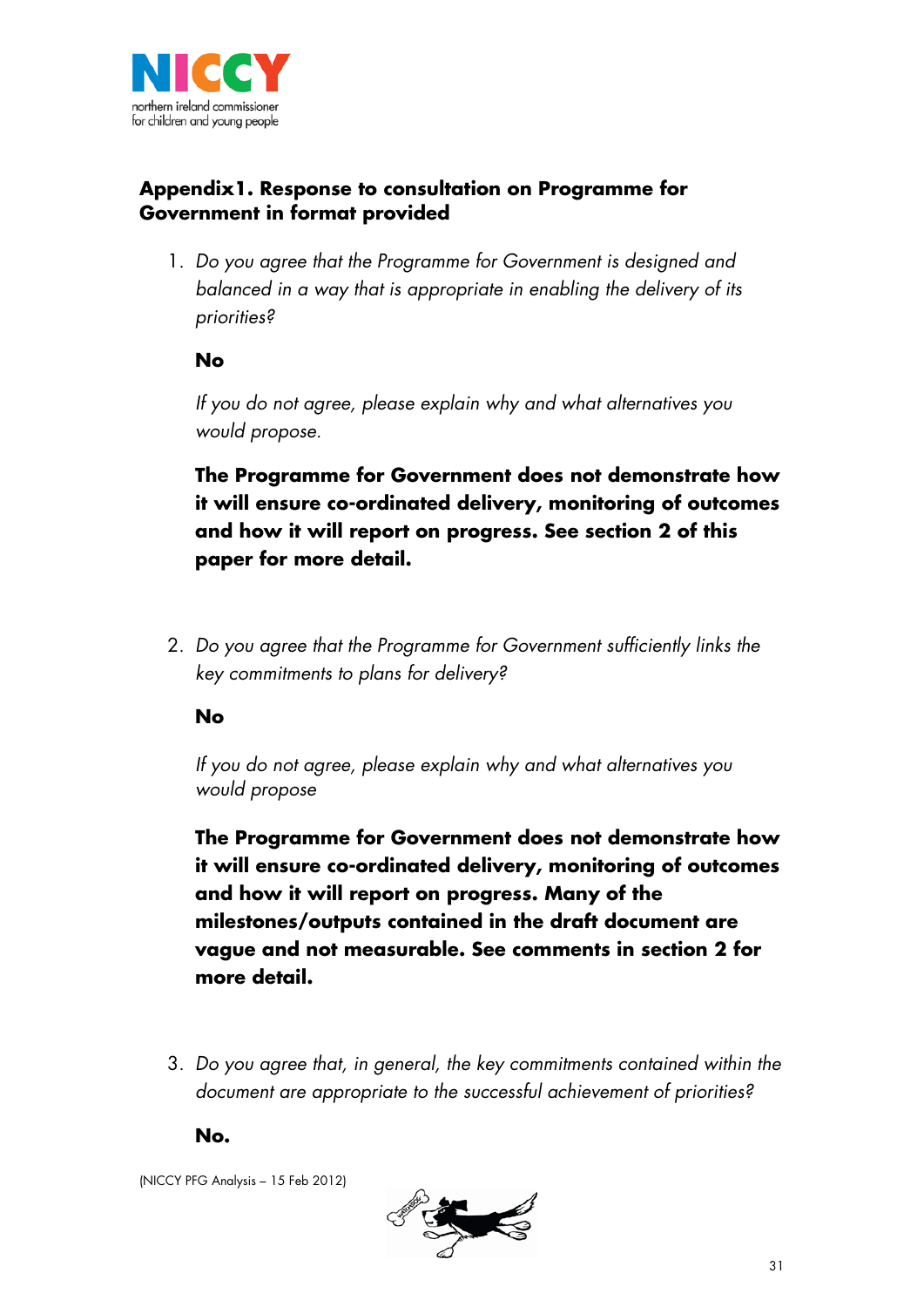## Appendix1. Response to consultation on Programme for Government in format provided

1. *Do you agree that the Programme for Government is designed and balanced in a way that is appropriate in enabling the delivery of its priorities?*

   **No**

   *If you do not agree, please explain why and what alternatives you would propose.*

   **The Programme for Government does not demonstrate how it will ensure co-ordinated delivery, monitoring of outcomes and how it will report on progress. See section 2 of this paper for more detail.**

2. *Do you agree that the Programme for Government sufficiently links the key commitments to plans for delivery?*

   **No**

   *If you do not agree, please explain why and what alternatives you would propose*

   **The Programme for Government does not demonstrate how it will ensure co-ordinated delivery, monitoring of outcomes and how it will report on progress. Many of the milestones/outputs contained in the draft document are vague and not measurable. See comments in section 2 for more detail.**

3. *Do you agree that, in general, the key commitments contained within the document are appropriate to the successful achievement of priorities?*

   **No.**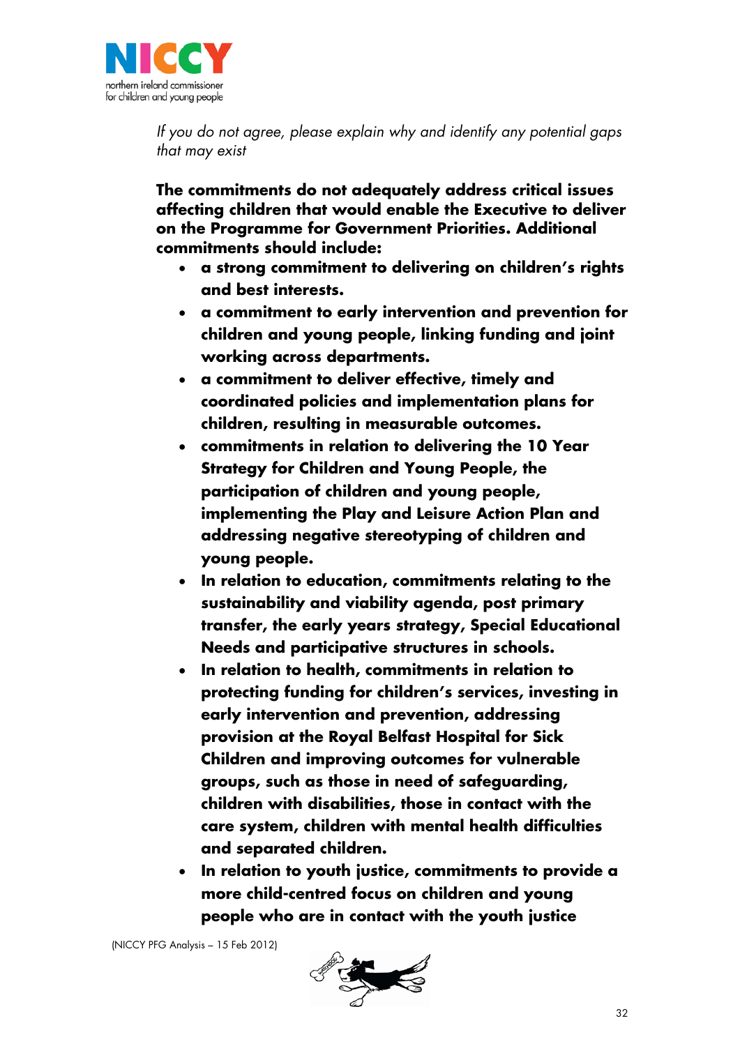*If you do not agree, please explain why and identify any potential gaps that may exist*

**The commitments do not adequately address critical issues affecting children that would enable the Executive to deliver on the Programme for Government Priorities. Additional commitments should include:**

- **a strong commitment to delivering on children's rights and best interests.**
- **a commitment to early intervention and prevention for children and young people, linking funding and joint working across departments.**
- **a commitment to deliver effective, timely and coordinated policies and implementation plans for children, resulting in measurable outcomes.**
- **commitments in relation to delivering the 10 Year Strategy for Children and Young People, the participation of children and young people, implementing the Play and Leisure Action Plan and addressing negative stereotyping of children and young people.**
- **In relation to education, commitments relating to the sustainability and viability agenda, post primary transfer, the early years strategy, Special Educational Needs and participative structures in schools.**
- **In relation to health, commitments in relation to protecting funding for children's services, investing in early intervention and prevention, addressing provision at the Royal Belfast Hospital for Sick Children and improving outcomes for vulnerable groups, such as those in need of safeguarding, children with disabilities, those in contact with the care system, children with mental health difficulties and separated children.**
- **In relation to youth justice, commitments to provide a more child-centred focus on children and young people who are in contact with the youth justice**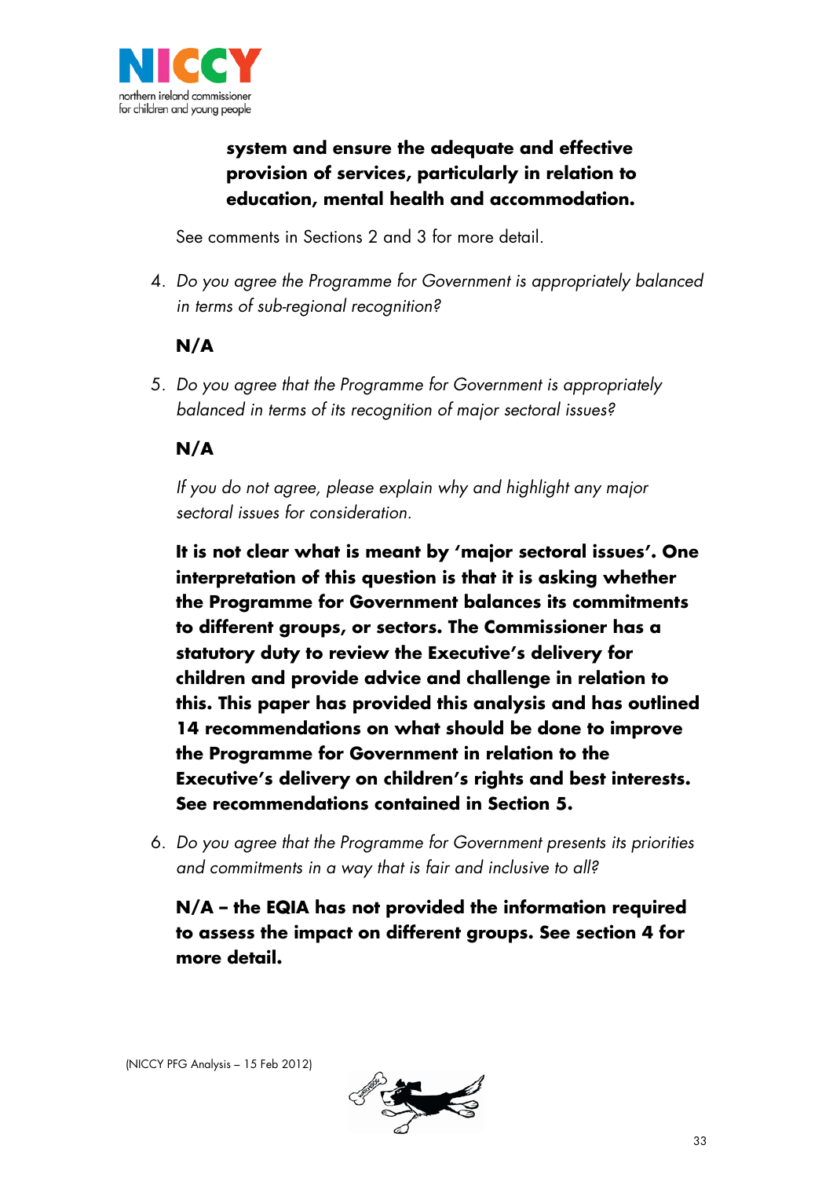**system and ensure the adequate and effective provision of services, particularly in relation to education, mental health and accommodation.**

See comments in Sections 2 and 3 for more detail.

4. *Do you agree the Programme for Government is appropriately balanced in terms of sub-regional recognition?*

   **N/A**

5. *Do you agree that the Programme for Government is appropriately balanced in terms of its recognition of major sectoral issues?*

   **N/A**

   *If you do not agree, please explain why and highlight any major sectoral issues for consideration.*

   **It is not clear what is meant by 'major sectoral issues'. One interpretation of this question is that it is asking whether the Programme for Government balances its commitments to different groups, or sectors. The Commissioner has a statutory duty to review the Executive's delivery for children and provide advice and challenge in relation to this. This paper has provided this analysis and has outlined 14 recommendations on what should be done to improve the Programme for Government in relation to the Executive's delivery on children's rights and best interests. See recommendations contained in Section 5.**

6. *Do you agree that the Programme for Government presents its priorities and commitments in a way that is fair and inclusive to all?*

   **N/A – the EQIA has not provided the information required to assess the impact on different groups. See section 4 for more detail.**

(NICCY PFG Analysis – 15 Feb 2012)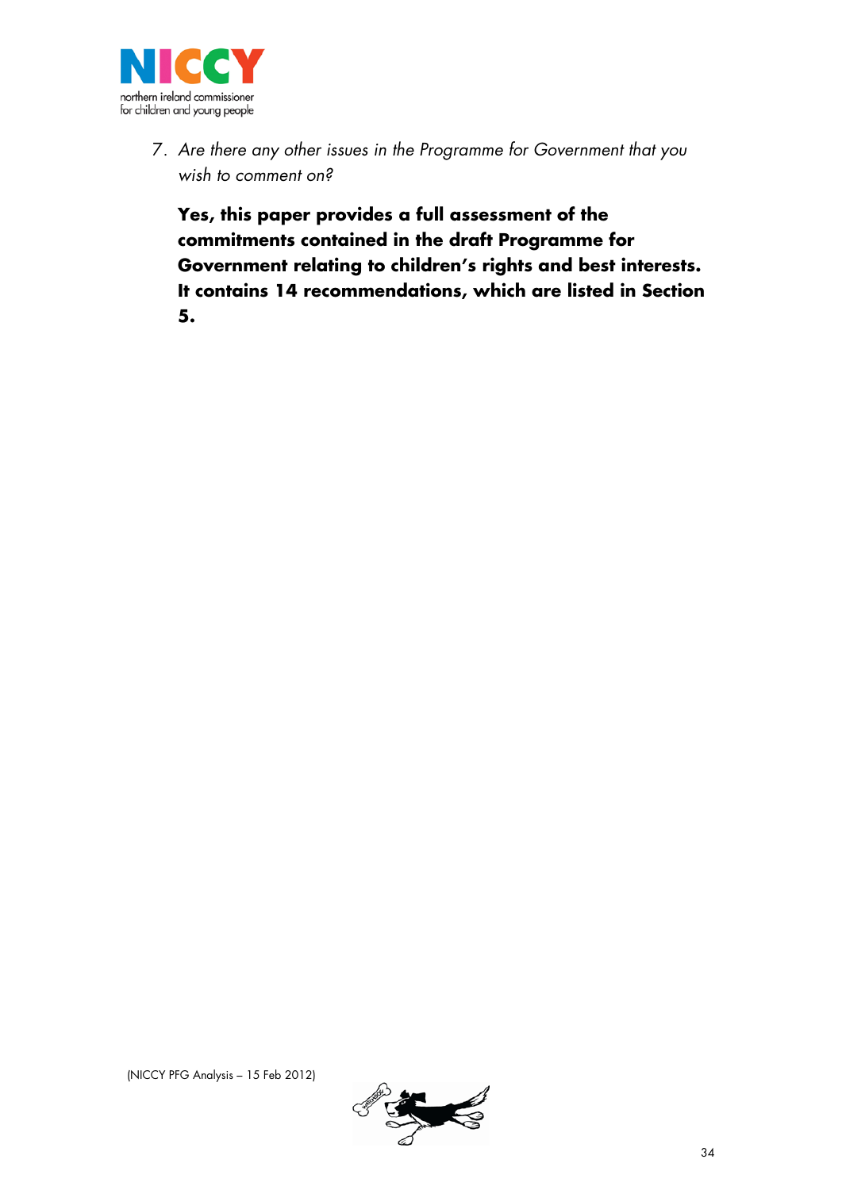7. *Are there any other issues in the Programme for Government that you wish to comment on?*

**Yes, this paper provides a full assessment of the commitments contained in the draft Programme for Government relating to children's rights and best interests. It contains 14 recommendations, which are listed in Section 5.**